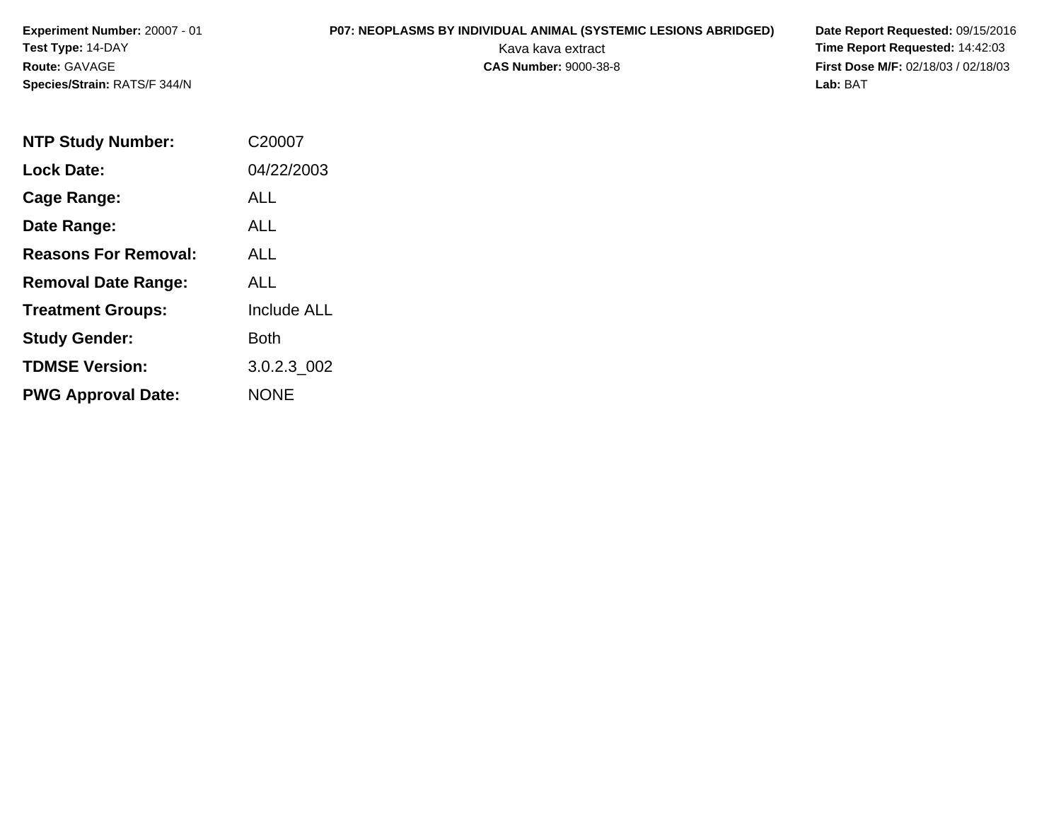**Experiment Number:** 20007 - 01
**Test Type:** 14-DAY
**Route:** GAVAGE
**Species/Strain:** RATS/F 344/N

**P07: NEOPLASMS BY INDIVIDUAL ANIMAL (SYSTEMIC LESIONS ABRIDGED)**
Kava kava extract
**CAS Number:** 9000-38-8

**Date Report Requested:** 09/15/2016
**Time Report Requested:** 14:42:03
**First Dose M/F:** 02/18/03 / 02/18/03
**Lab:** BAT

| | |
|---|---|
| **NTP Study Number:** | C20007 |
| **Lock Date:** | 04/22/2003 |
| **Cage Range:** | ALL |
| **Date Range:** | ALL |
| **Reasons For Removal:** | ALL |
| **Removal Date Range:** | ALL |
| **Treatment Groups:** | Include ALL |
| **Study Gender:** | Both |
| **TDMSE Version:** | 3.0.2.3_002 |
| **PWG Approval Date:** | NONE |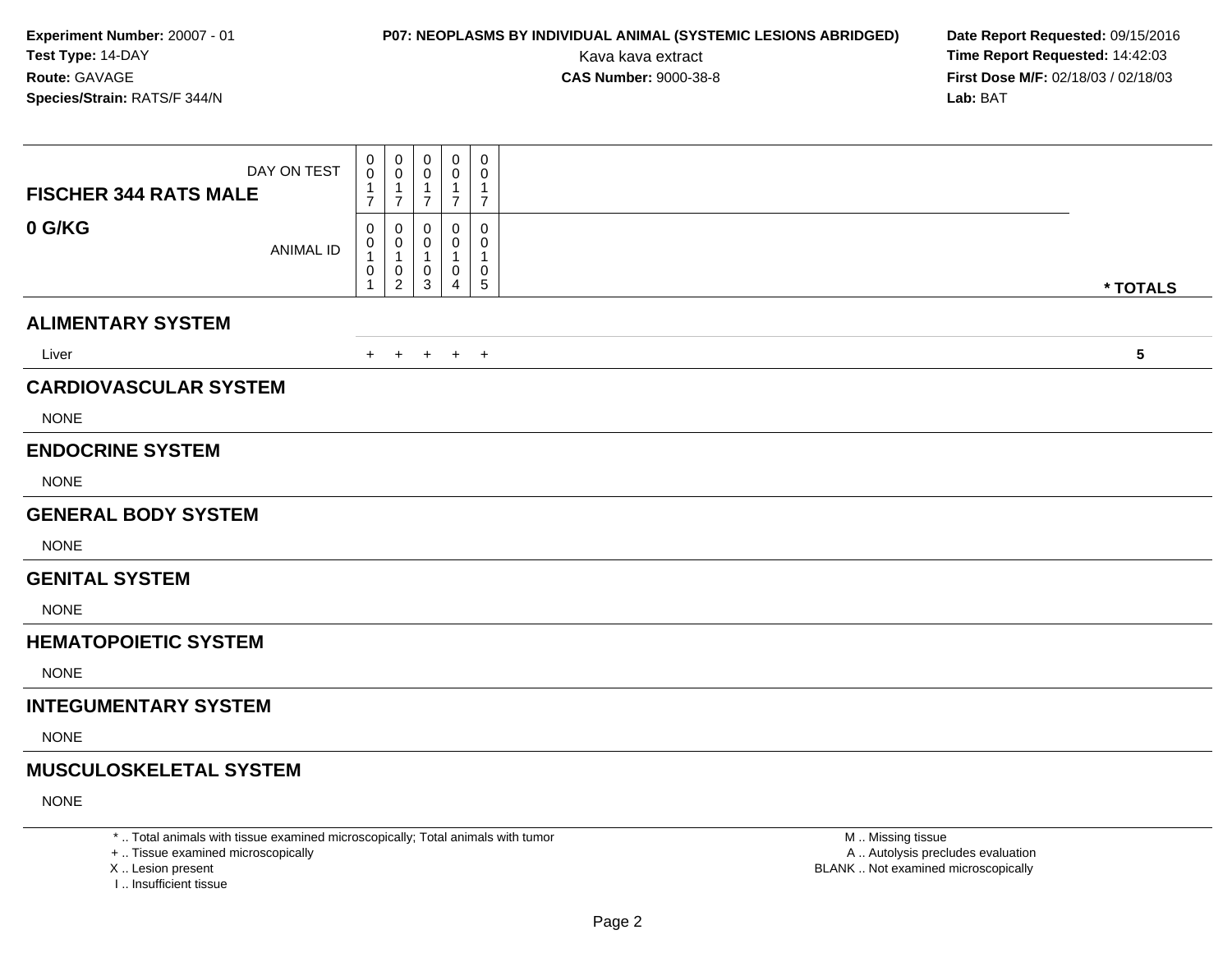**Experiment Number:** 20007 - 01
**Test Type:** 14-DAY
**Route:** GAVAGE
**Species/Strain:** RATS/F 344/N

**P07: NEOPLASMS BY INDIVIDUAL ANIMAL (SYSTEMIC LESIONS ABRIDGED)**
Kava kava extract
**CAS Number:** 9000-38-8

**Date Report Requested:** 09/15/2016
**Time Report Requested:** 14:42:03
**First Dose M/F:** 02/18/03 / 02/18/03
**Lab:** BAT

| FISCHER 344 RATS MALE / 0 G/KG | | | | | | |
|---|---|---|---|---|---|---|
| DAY ON TEST | 0017 | 0017 | 0017 | 0017 | 0017 | |
| ANIMAL ID | 00101 | 00102 | 00103 | 00104 | 00105 | * TOTALS |
| **ALIMENTARY SYSTEM** | | | | | | |
| Liver | + | + | + | + | + | 5 |
| **CARDIOVASCULAR SYSTEM** | | | | | | |
| NONE | | | | | | |
| **ENDOCRINE SYSTEM** | | | | | | |
| NONE | | | | | | |
| **GENERAL BODY SYSTEM** | | | | | | |
| NONE | | | | | | |
| **GENITAL SYSTEM** | | | | | | |
| NONE | | | | | | |
| **HEMATOPOIETIC SYSTEM** | | | | | | |
| NONE | | | | | | |
| **INTEGUMENTARY SYSTEM** | | | | | | |
| NONE | | | | | | |
| **MUSCULOSKELETAL SYSTEM** | | | | | | |
| NONE | | | | | | |

\* .. Total animals with tissue examined microscopically; Total animals with tumor
\+ .. Tissue examined microscopically
X .. Lesion present
I .. Insufficient tissue

M .. Missing tissue
A .. Autolysis precludes evaluation
BLANK .. Not examined microscopically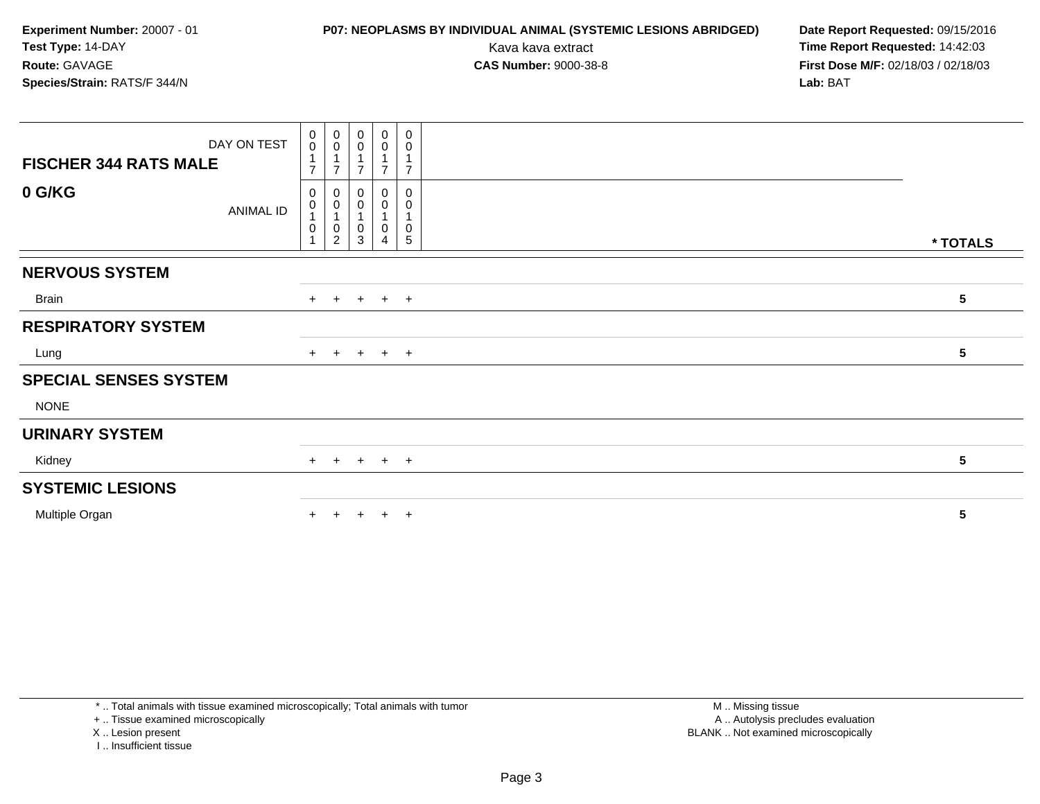**Experiment Number:** 20007 - 01
**Test Type:** 14-DAY
**Route:** GAVAGE
**Species/Strain:** RATS/F 344/N

**P07: NEOPLASMS BY INDIVIDUAL ANIMAL (SYSTEMIC LESIONS ABRIDGED)**
Kava kava extract
**CAS Number:** 9000-38-8

**Date Report Requested:** 09/15/2016
**Time Report Requested:** 14:42:03
**First Dose M/F:** 02/18/03 / 02/18/03
**Lab:** BAT

| FISCHER 344 RATS MALE / 0 G/KG | | | | | | |
|---|---|---|---|---|---|---|
| DAY ON TEST | 0017 | 0017 | 0017 | 0017 | 0017 | |
| ANIMAL ID | 00101 | 00102 | 00103 | 00104 | 00105 | * TOTALS |
| **NERVOUS SYSTEM** | | | | | | |
| Brain | + | + | + | + | + | 5 |
| **RESPIRATORY SYSTEM** | | | | | | |
| Lung | + | + | + | + | + | 5 |
| **SPECIAL SENSES SYSTEM** | | | | | | |
| NONE | | | | | | |
| **URINARY SYSTEM** | | | | | | |
| Kidney | + | + | + | + | + | 5 |
| **SYSTEMIC LESIONS** | | | | | | |
| Multiple Organ | + | + | + | + | + | 5 |

* .. Total animals with tissue examined microscopically; Total animals with tumor
+ .. Tissue examined microscopically
X .. Lesion present
I .. Insufficient tissue

M .. Missing tissue
A .. Autolysis precludes evaluation
BLANK .. Not examined microscopically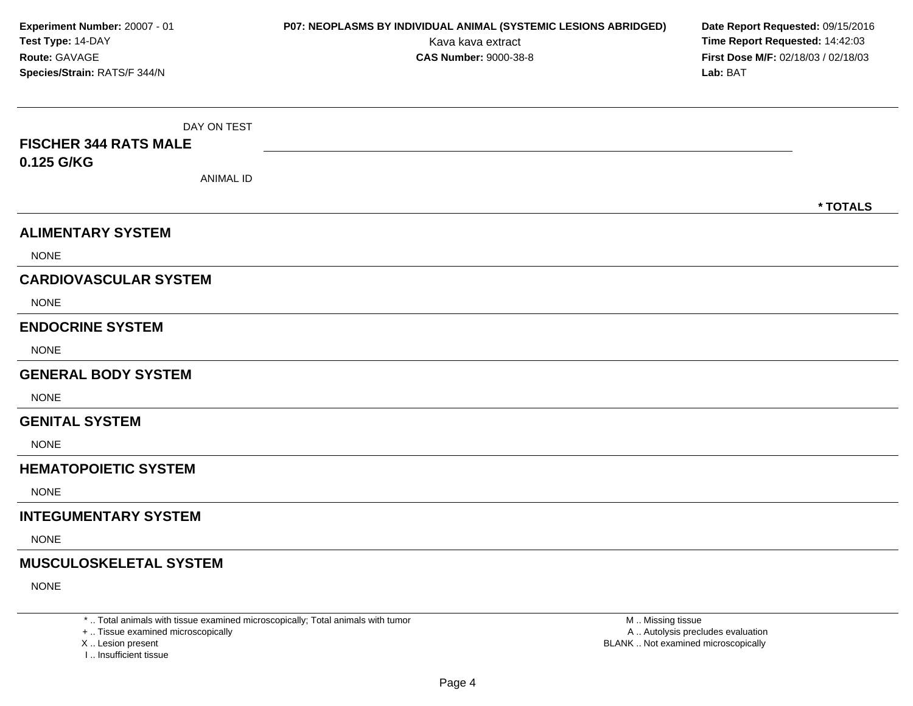**Experiment Number:** 20007 - 01
**Test Type:** 14-DAY
**Route:** GAVAGE
**Species/Strain:** RATS/F 344/N

**P07: NEOPLASMS BY INDIVIDUAL ANIMAL (SYSTEMIC LESIONS ABRIDGED)**
Kava kava extract
**CAS Number:** 9000-38-8

**Date Report Requested:** 09/15/2016
**Time Report Requested:** 14:42:03
**First Dose M/F:** 02/18/03 / 02/18/03
**Lab:** BAT

| DAY ON TEST | |
|---|---|
| **FISCHER 344 RATS MALE** | |
| **0.125 G/KG** | |
| ANIMAL ID | **\* TOTALS** |

## ALIMENTARY SYSTEM

NONE

## CARDIOVASCULAR SYSTEM

NONE

## ENDOCRINE SYSTEM

NONE

## GENERAL BODY SYSTEM

NONE

## GENITAL SYSTEM

NONE

## HEMATOPOIETIC SYSTEM

NONE

## INTEGUMENTARY SYSTEM

NONE

## MUSCULOSKELETAL SYSTEM

NONE

* .. Total animals with tissue examined microscopically; Total animals with tumor
+ .. Tissue examined microscopically
X .. Lesion present
I .. Insufficient tissue

M .. Missing tissue
A .. Autolysis precludes evaluation
BLANK .. Not examined microscopically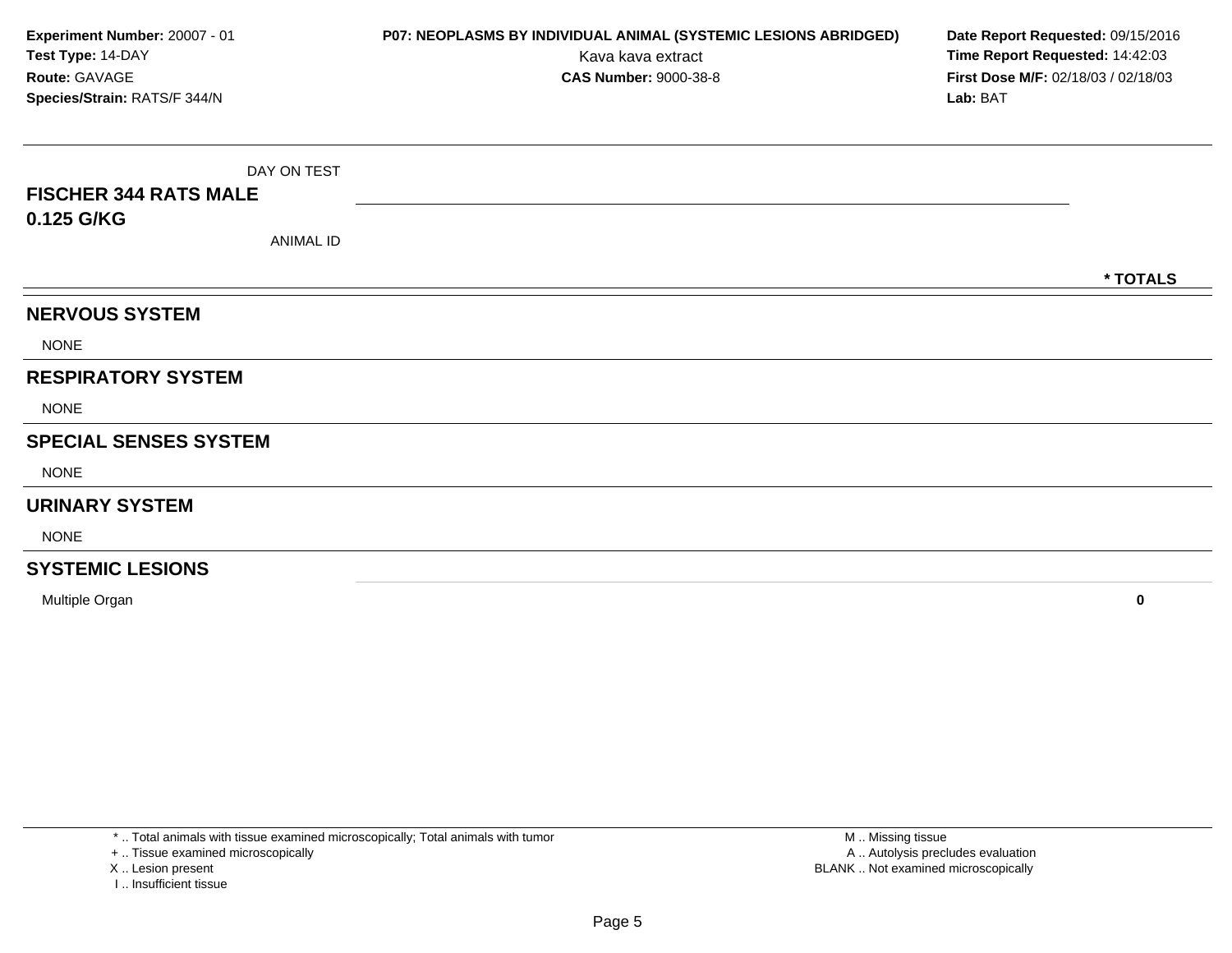**Experiment Number:** 20007 - 01
**Test Type:** 14-DAY
**Route:** GAVAGE
**Species/Strain:** RATS/F 344/N

**P07: NEOPLASMS BY INDIVIDUAL ANIMAL (SYSTEMIC LESIONS ABRIDGED)**
Kava kava extract
**CAS Number:** 9000-38-8

**Date Report Requested:** 09/15/2016
**Time Report Requested:** 14:42:03
**First Dose M/F:** 02/18/03 / 02/18/03
**Lab:** BAT

| DAY ON TEST<br>**FISCHER 344 RATS MALE**<br>**0.125 G/KG**<br>ANIMAL ID | **\* TOTALS** |
|---|---|
| **NERVOUS SYSTEM** | |
| NONE | |
| **RESPIRATORY SYSTEM** | |
| NONE | |
| **SPECIAL SENSES SYSTEM** | |
| NONE | |
| **URINARY SYSTEM** | |
| NONE | |
| **SYSTEMIC LESIONS** | |
| Multiple Organ | **0** |

\* .. Total animals with tissue examined microscopically; Total animals with tumor
\+ .. Tissue examined microscopically
X .. Lesion present
I .. Insufficient tissue

M .. Missing tissue
A .. Autolysis precludes evaluation
BLANK .. Not examined microscopically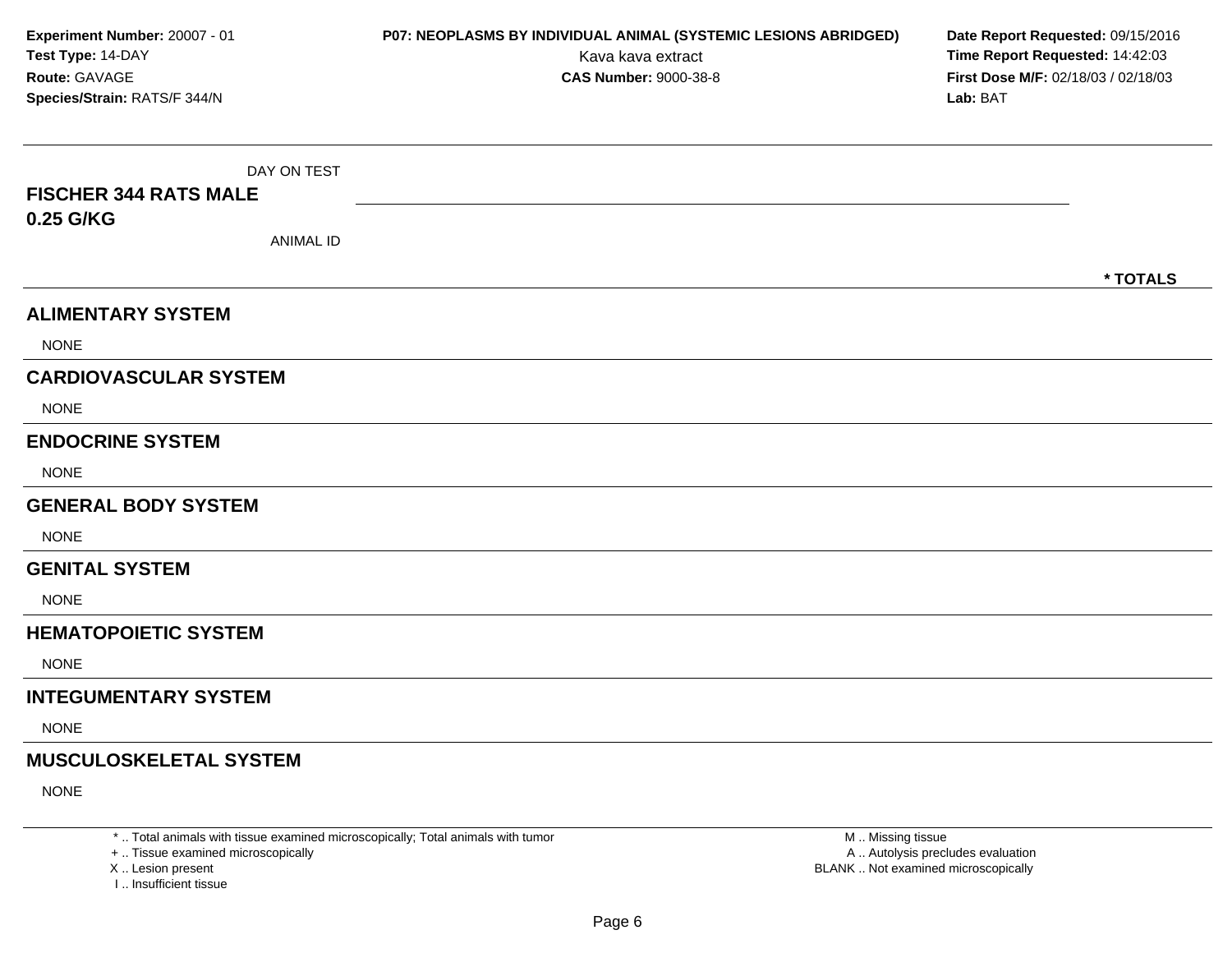**Experiment Number:** 20007 - 01
**Test Type:** 14-DAY
**Route:** GAVAGE
**Species/Strain:** RATS/F 344/N

**P07: NEOPLASMS BY INDIVIDUAL ANIMAL (SYSTEMIC LESIONS ABRIDGED)**
Kava kava extract
**CAS Number:** 9000-38-8

**Date Report Requested:** 09/15/2016
**Time Report Requested:** 14:42:03
**First Dose M/F:** 02/18/03 / 02/18/03
**Lab:** BAT

DAY ON TEST

**FISCHER 344 RATS MALE**
**0.25 G/KG**

ANIMAL ID

**\* TOTALS**

## ALIMENTARY SYSTEM

NONE

## CARDIOVASCULAR SYSTEM

NONE

## ENDOCRINE SYSTEM

NONE

## GENERAL BODY SYSTEM

NONE

## GENITAL SYSTEM

NONE

## HEMATOPOIETIC SYSTEM

NONE

## INTEGUMENTARY SYSTEM

NONE

## MUSCULOSKELETAL SYSTEM

NONE

\* .. Total animals with tissue examined microscopically; Total animals with tumor
\+ .. Tissue examined microscopically
X .. Lesion present
I .. Insufficient tissue

M .. Missing tissue
A .. Autolysis precludes evaluation
BLANK .. Not examined microscopically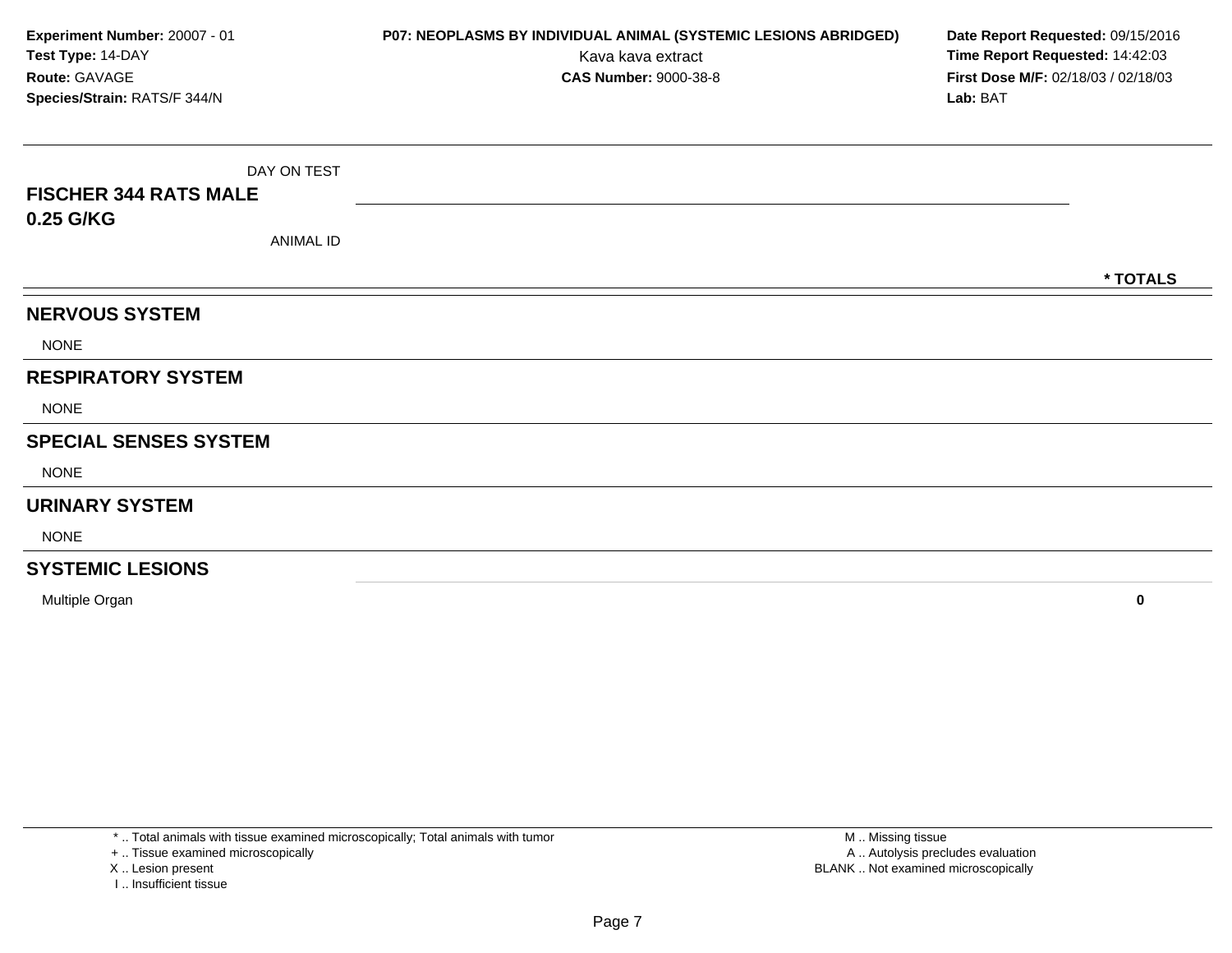**Experiment Number:** 20007 - 01
**Test Type:** 14-DAY
**Route:** GAVAGE
**Species/Strain:** RATS/F 344/N

**P07: NEOPLASMS BY INDIVIDUAL ANIMAL (SYSTEMIC LESIONS ABRIDGED)**
Kava kava extract
**CAS Number:** 9000-38-8

**Date Report Requested:** 09/15/2016
**Time Report Requested:** 14:42:03
**First Dose M/F:** 02/18/03 / 02/18/03
**Lab:** BAT

| DAY ON TEST<br>**FISCHER 344 RATS MALE**<br>**0.25 G/KG**<br>ANIMAL ID | | *** TOTALS** |
|---|---|---|
| **NERVOUS SYSTEM** | | |
| NONE | | |
| **RESPIRATORY SYSTEM** | | |
| NONE | | |
| **SPECIAL SENSES SYSTEM** | | |
| NONE | | |
| **URINARY SYSTEM** | | |
| NONE | | |
| **SYSTEMIC LESIONS** | | |
| Multiple Organ | | **0** |

* .. Total animals with tissue examined microscopically; Total animals with tumor
+ .. Tissue examined microscopically
X .. Lesion present
I .. Insufficient tissue

M .. Missing tissue
A .. Autolysis precludes evaluation
BLANK .. Not examined microscopically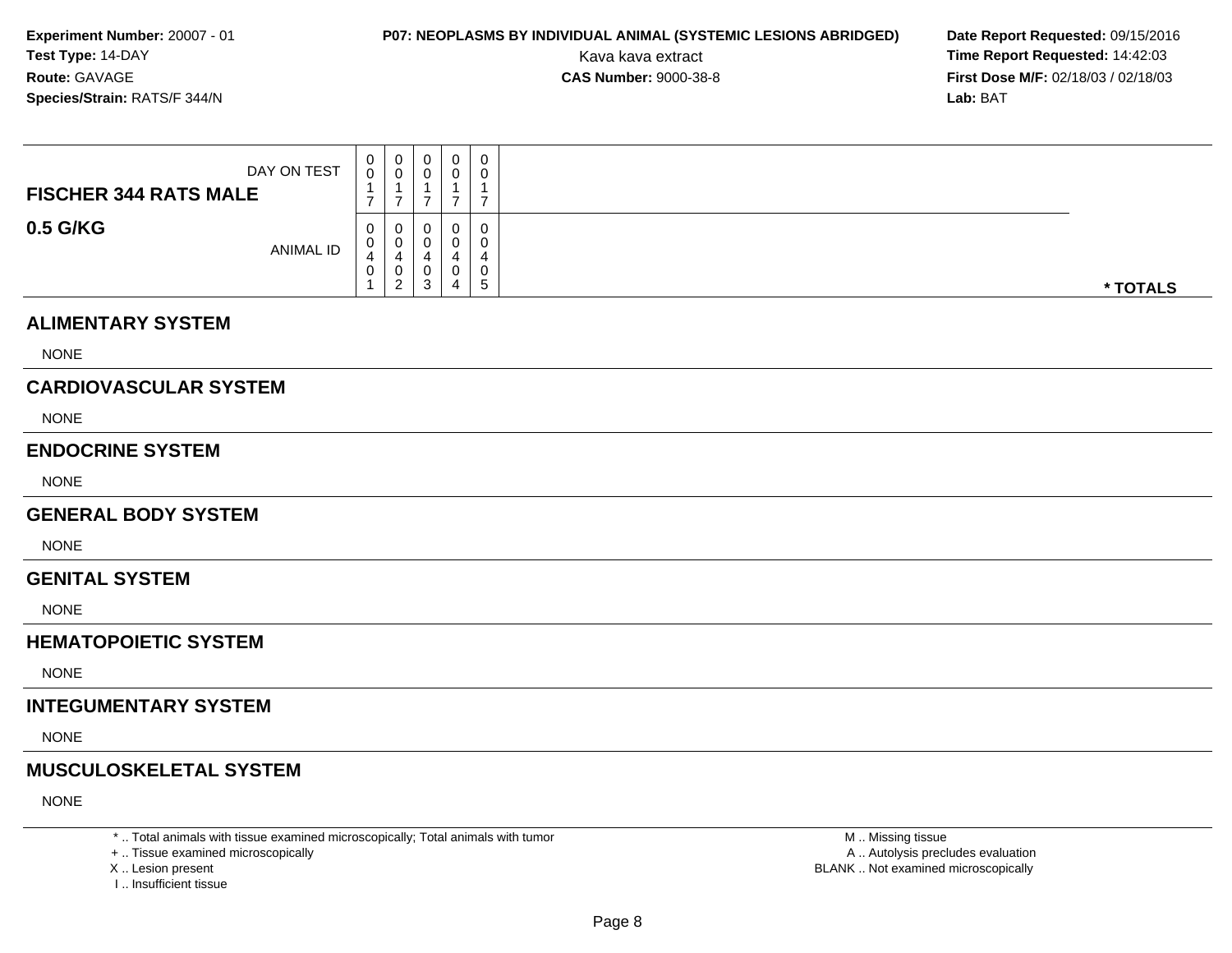**Experiment Number:** 20007 - 01
**Test Type:** 14-DAY
**Route:** GAVAGE
**Species/Strain:** RATS/F 344/N

**P07: NEOPLASMS BY INDIVIDUAL ANIMAL (SYSTEMIC LESIONS ABRIDGED)**
Kava kava extract
**CAS Number:** 9000-38-8

**Date Report Requested:** 09/15/2016
**Time Report Requested:** 14:42:03
**First Dose M/F:** 02/18/03 / 02/18/03
**Lab:** BAT

| **FISCHER 344 RATS MALE** DAY ON TEST | 0017 | 0017 | 0017 | 0017 | 0017 | |
|---|---|---|---|---|---|---|
| **0.5 G/KG** ANIMAL ID | 00401 | 00402 | 00403 | 00404 | 00405 | *** TOTALS** |

## ALIMENTARY SYSTEM

NONE

## CARDIOVASCULAR SYSTEM

NONE

## ENDOCRINE SYSTEM

NONE

## GENERAL BODY SYSTEM

NONE

## GENITAL SYSTEM

NONE

## HEMATOPOIETIC SYSTEM

NONE

## INTEGUMENTARY SYSTEM

NONE

## MUSCULOSKELETAL SYSTEM

NONE

* .. Total animals with tissue examined microscopically; Total animals with tumor
+ .. Tissue examined microscopically
X .. Lesion present
I .. Insufficient tissue

M .. Missing tissue
A .. Autolysis precludes evaluation
BLANK .. Not examined microscopically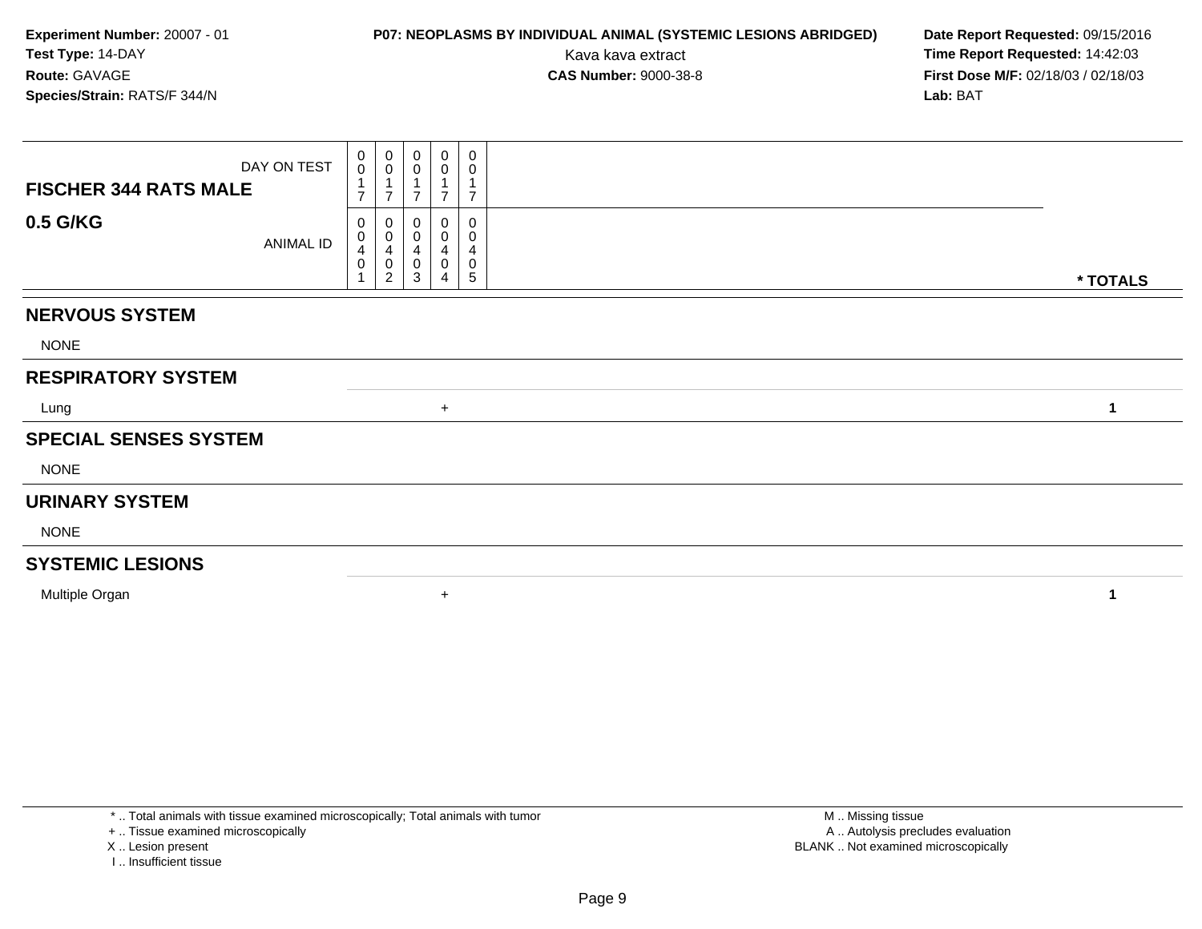**Experiment Number:** 20007 - 01
**Test Type:** 14-DAY
**Route:** GAVAGE
**Species/Strain:** RATS/F 344/N

**P07: NEOPLASMS BY INDIVIDUAL ANIMAL (SYSTEMIC LESIONS ABRIDGED)**
Kava kava extract
**CAS Number:** 9000-38-8

**Date Report Requested:** 09/15/2016
**Time Report Requested:** 14:42:03
**First Dose M/F:** 02/18/03 / 02/18/03
**Lab:** BAT

| **FISCHER 344 RATS MALE** DAY ON TEST | 0017 | 0017 | 0017 | 0017 | 0017 | |
|---|---|---|---|---|---|---|
| **0.5 G/KG** ANIMAL ID | 00401 | 00402 | 00403 | 00404 | 00405 | *** TOTALS** |
| **NERVOUS SYSTEM** | | | | | | |
| NONE | | | | | | |
| **RESPIRATORY SYSTEM** | | | | | | |
| Lung | | | | + | | **1** |
| **SPECIAL SENSES SYSTEM** | | | | | | |
| NONE | | | | | | |
| **URINARY SYSTEM** | | | | | | |
| NONE | | | | | | |
| **SYSTEMIC LESIONS** | | | | | | |
| Multiple Organ | | | | + | | **1** |

* .. Total animals with tissue examined microscopically; Total animals with tumor
+ .. Tissue examined microscopically
X .. Lesion present
I .. Insufficient tissue

M .. Missing tissue
A .. Autolysis precludes evaluation
BLANK .. Not examined microscopically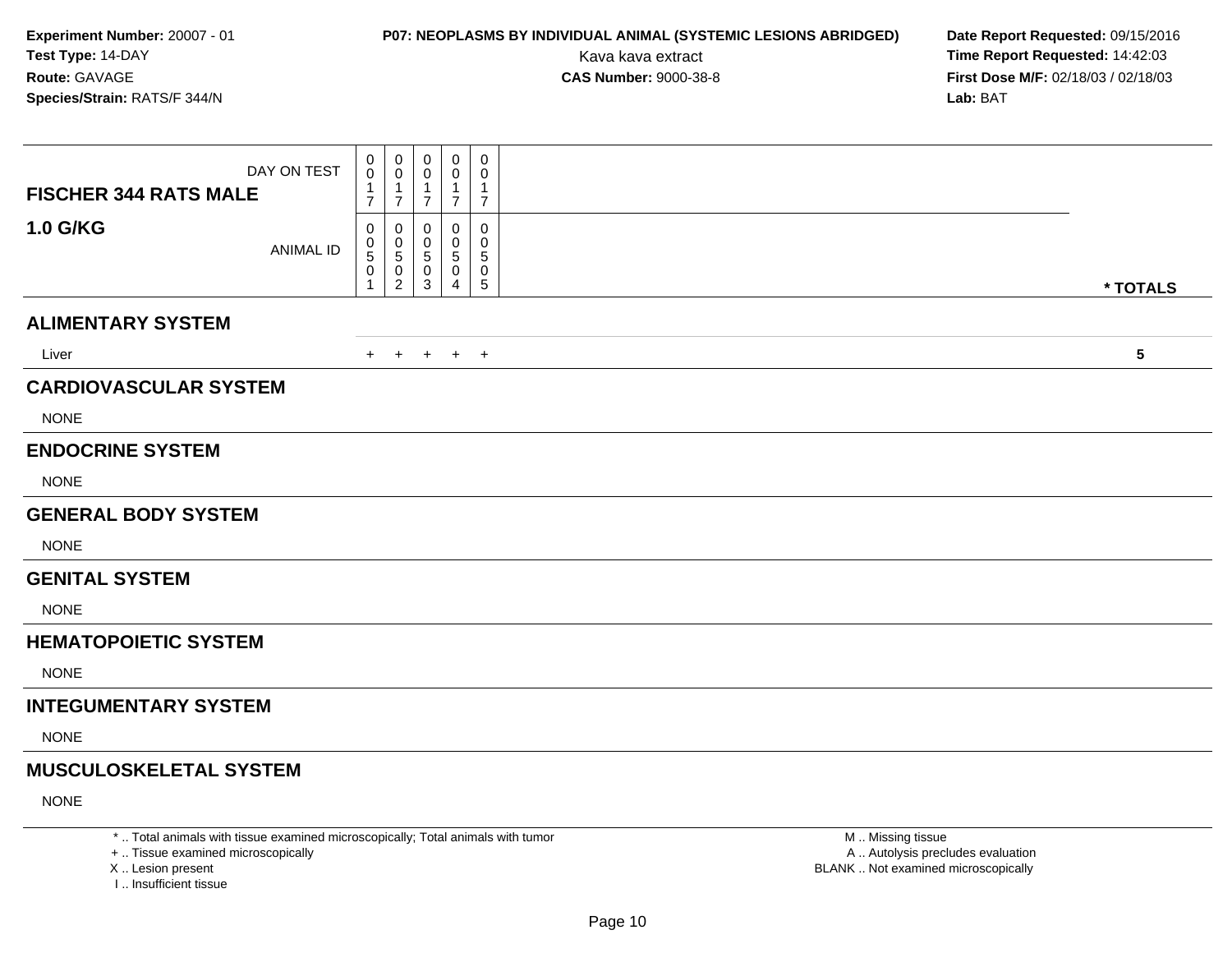**Experiment Number:** 20007 - 01
**Test Type:** 14-DAY
**Route:** GAVAGE
**Species/Strain:** RATS/F 344/N

**P07: NEOPLASMS BY INDIVIDUAL ANIMAL (SYSTEMIC LESIONS ABRIDGED)**
Kava kava extract
**CAS Number:** 9000-38-8

**Date Report Requested:** 09/15/2016
**Time Report Requested:** 14:42:03
**First Dose M/F:** 02/18/03 / 02/18/03
**Lab:** BAT

| FISCHER 344 RATS MALE 1.0 G/KG | | | | | | |
|---|---|---|---|---|---|---|
| DAY ON TEST | 0017 | 0017 | 0017 | 0017 | 0017 | |
| ANIMAL ID | 00501 | 00502 | 00503 | 00504 | 00505 | * TOTALS |
| **ALIMENTARY SYSTEM** | | | | | | |
| Liver | + | + | + | + | + | 5 |
| **CARDIOVASCULAR SYSTEM** | | | | | | |
| NONE | | | | | | |
| **ENDOCRINE SYSTEM** | | | | | | |
| NONE | | | | | | |
| **GENERAL BODY SYSTEM** | | | | | | |
| NONE | | | | | | |
| **GENITAL SYSTEM** | | | | | | |
| NONE | | | | | | |
| **HEMATOPOIETIC SYSTEM** | | | | | | |
| NONE | | | | | | |
| **INTEGUMENTARY SYSTEM** | | | | | | |
| NONE | | | | | | |
| **MUSCULOSKELETAL SYSTEM** | | | | | | |
| NONE | | | | | | |

* .. Total animals with tissue examined microscopically; Total animals with tumor
+ .. Tissue examined microscopically
X .. Lesion present
I .. Insufficient tissue

M .. Missing tissue
A .. Autolysis precludes evaluation
BLANK .. Not examined microscopically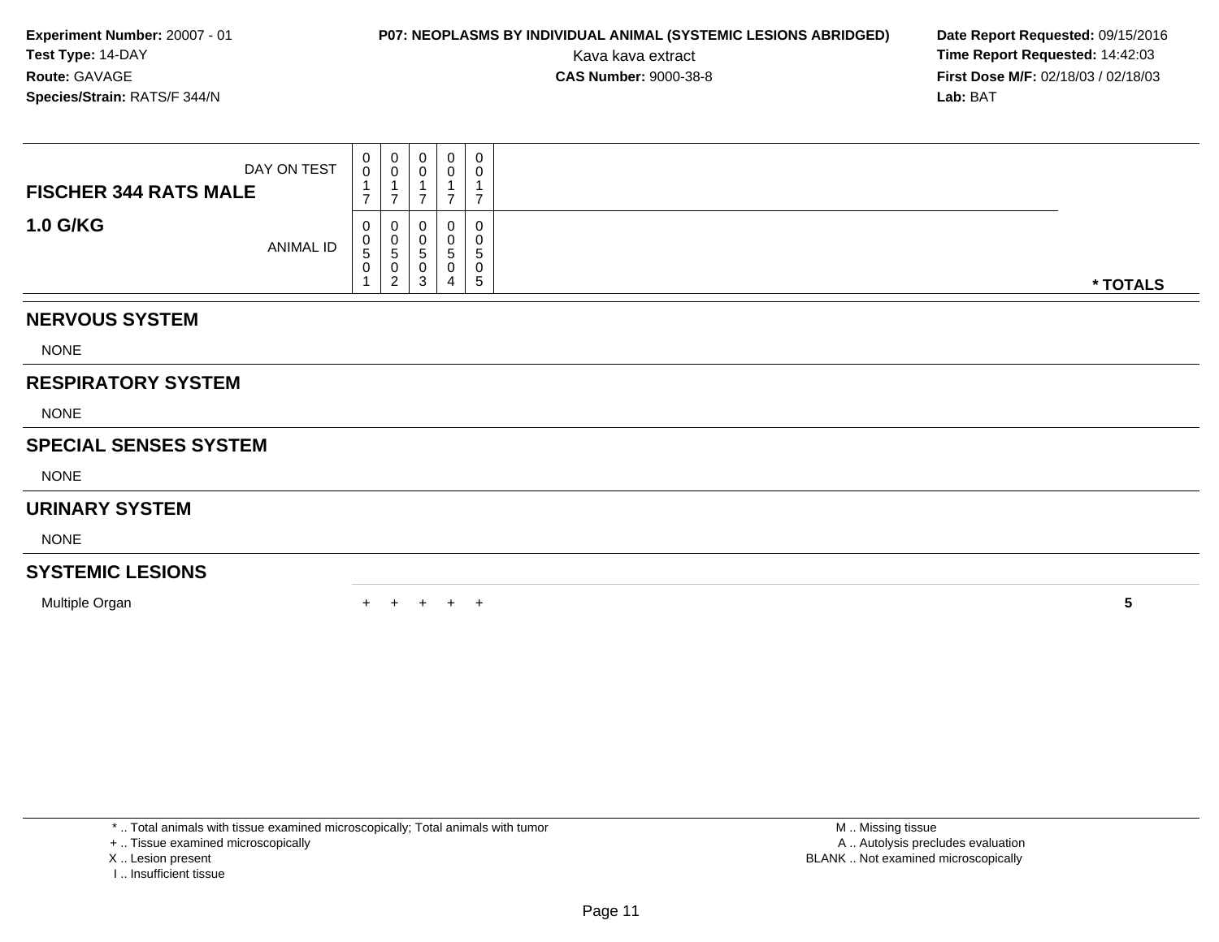**Experiment Number:** 20007 - 01
**Test Type:** 14-DAY
**Route:** GAVAGE
**Species/Strain:** RATS/F 344/N

**P07: NEOPLASMS BY INDIVIDUAL ANIMAL (SYSTEMIC LESIONS ABRIDGED)**
Kava kava extract
**CAS Number:** 9000-38-8

**Date Report Requested:** 09/15/2016
**Time Report Requested:** 14:42:03
**First Dose M/F:** 02/18/03 / 02/18/03
**Lab:** BAT

| **FISCHER 344 RATS MALE** DAY ON TEST | 0017 | 0017 | 0017 | 0017 | 0017 | |
|---|---|---|---|---|---|---|
| **1.0 G/KG** ANIMAL ID | 00501 | 00502 | 00503 | 00504 | 00505 | *** TOTALS** |
| **NERVOUS SYSTEM** | | | | | | |
| NONE | | | | | | |
| **RESPIRATORY SYSTEM** | | | | | | |
| NONE | | | | | | |
| **SPECIAL SENSES SYSTEM** | | | | | | |
| NONE | | | | | | |
| **URINARY SYSTEM** | | | | | | |
| NONE | | | | | | |
| **SYSTEMIC LESIONS** | | | | | | |
| Multiple Organ | + | + | + | + | + | **5** |

* .. Total animals with tissue examined microscopically; Total animals with tumor
+ .. Tissue examined microscopically
X .. Lesion present
I .. Insufficient tissue

M .. Missing tissue
A .. Autolysis precludes evaluation
BLANK .. Not examined microscopically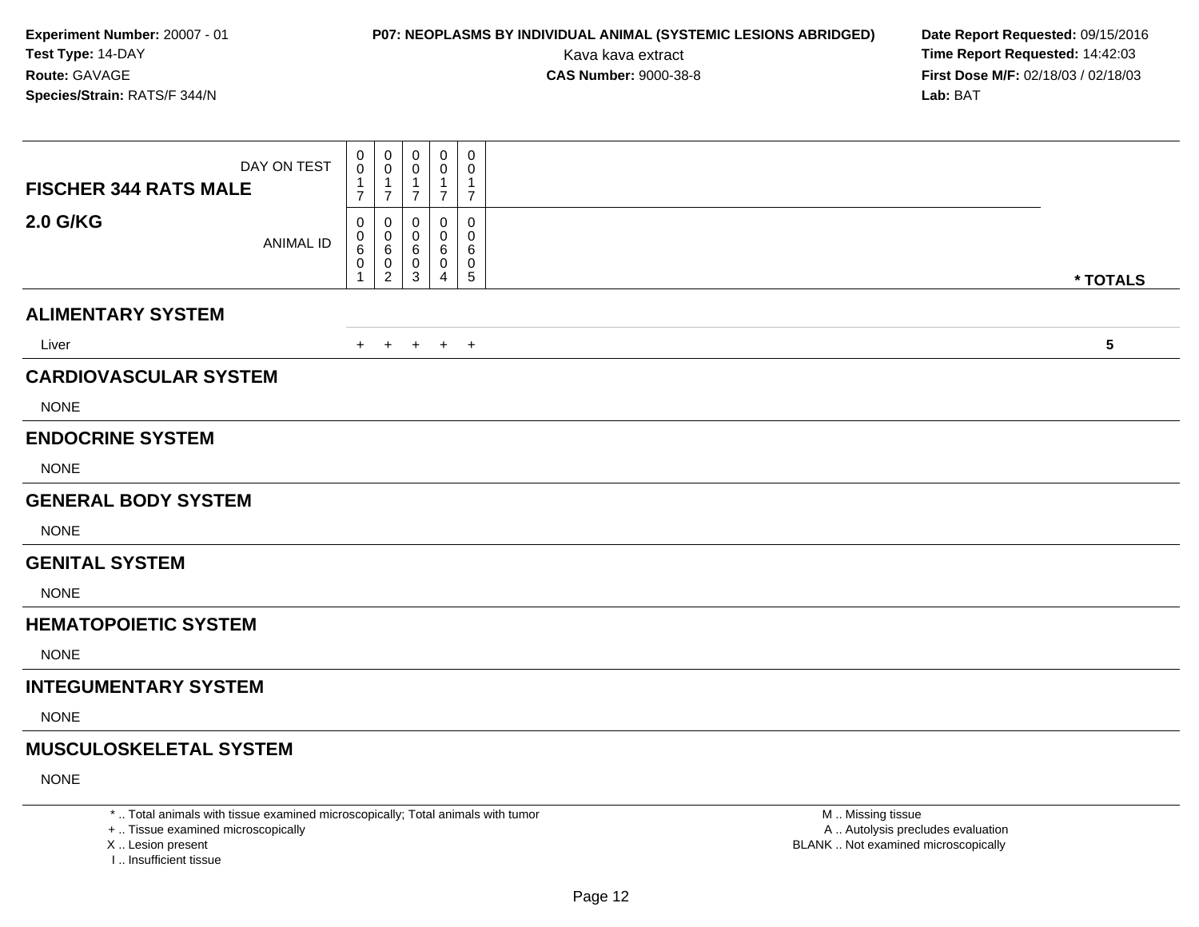**Experiment Number:** 20007 - 01
**Test Type:** 14-DAY
**Route:** GAVAGE
**Species/Strain:** RATS/F 344/N

**P07: NEOPLASMS BY INDIVIDUAL ANIMAL (SYSTEMIC LESIONS ABRIDGED)**
Kava kava extract
**CAS Number:** 9000-38-8

**Date Report Requested:** 09/15/2016
**Time Report Requested:** 14:42:03
**First Dose M/F:** 02/18/03 / 02/18/03
**Lab:** BAT

| **FISCHER 344 RATS MALE** DAY ON TEST | 0017 | 0017 | 0017 | 0017 | 0017 | |
|---|---|---|---|---|---|---|
| **2.0 G/KG** ANIMAL ID | 00601 | 00602 | 00603 | 00604 | 00605 | *** TOTALS** |
| **ALIMENTARY SYSTEM** | | | | | | |
| Liver | + | + | + | + | + | **5** |
| **CARDIOVASCULAR SYSTEM** | | | | | | |
| NONE | | | | | | |
| **ENDOCRINE SYSTEM** | | | | | | |
| NONE | | | | | | |
| **GENERAL BODY SYSTEM** | | | | | | |
| NONE | | | | | | |
| **GENITAL SYSTEM** | | | | | | |
| NONE | | | | | | |
| **HEMATOPOIETIC SYSTEM** | | | | | | |
| NONE | | | | | | |
| **INTEGUMENTARY SYSTEM** | | | | | | |
| NONE | | | | | | |
| **MUSCULOSKELETAL SYSTEM** | | | | | | |
| NONE | | | | | | |

* .. Total animals with tissue examined microscopically; Total animals with tumor
+ .. Tissue examined microscopically
X .. Lesion present
I .. Insufficient tissue

M .. Missing tissue
A .. Autolysis precludes evaluation
BLANK .. Not examined microscopically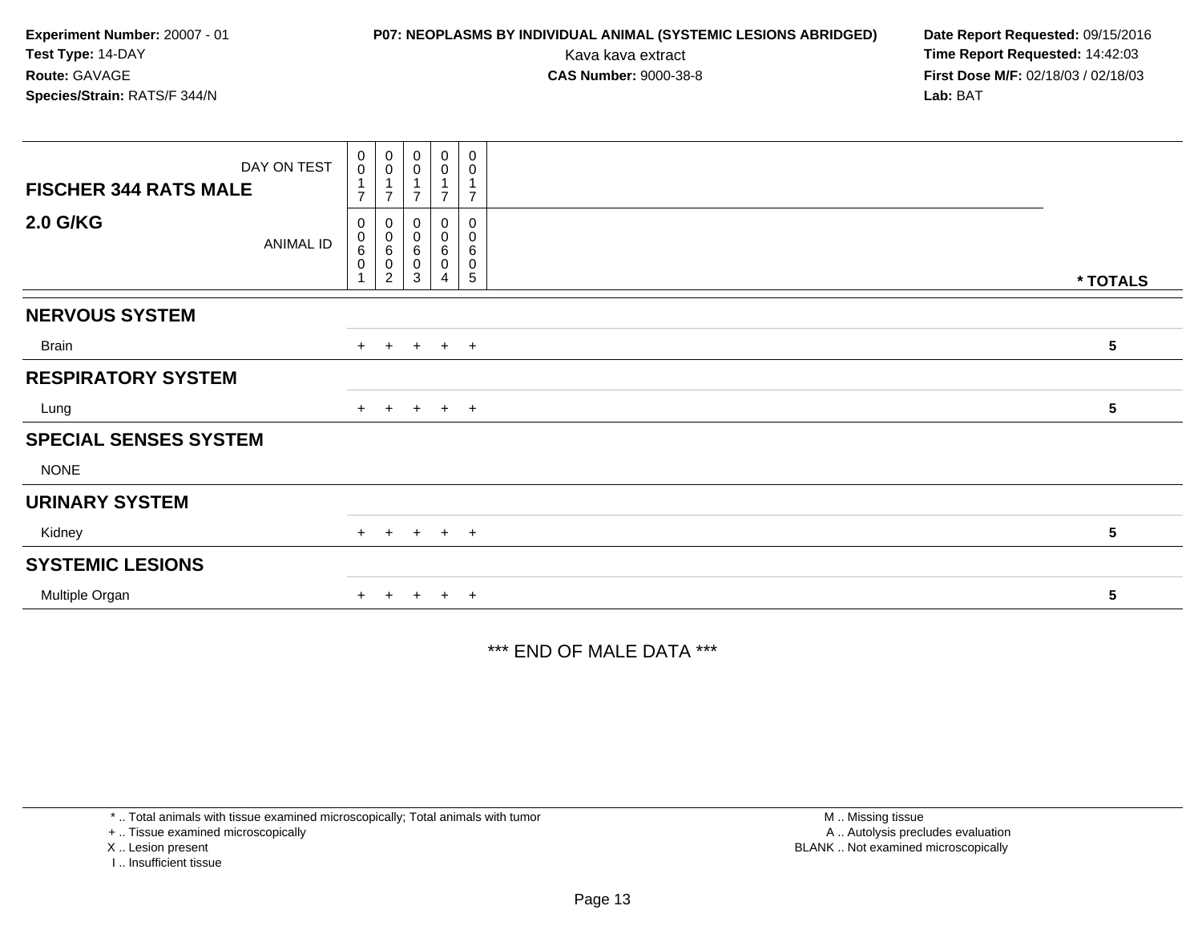**Experiment Number:** 20007 - 01
**Test Type:** 14-DAY
**Route:** GAVAGE
**Species/Strain:** RATS/F 344/N

**P07: NEOPLASMS BY INDIVIDUAL ANIMAL (SYSTEMIC LESIONS ABRIDGED)**
Kava kava extract
**CAS Number:** 9000-38-8

**Date Report Requested:** 09/15/2016
**Time Report Requested:** 14:42:03
**First Dose M/F:** 02/18/03 / 02/18/03
**Lab:** BAT

| **FISCHER 344 RATS MALE** DAY ON TEST | 0017 | 0017 | 0017 | 0017 | 0017 | |
|---|---|---|---|---|---|---|
| **2.0 G/KG** ANIMAL ID | 00601 | 00602 | 00603 | 00604 | 00605 | *** TOTALS** |
| **NERVOUS SYSTEM** | | | | | | |
| Brain | + | + | + | + | + | **5** |
| **RESPIRATORY SYSTEM** | | | | | | |
| Lung | + | + | + | + | + | **5** |
| **SPECIAL SENSES SYSTEM** | | | | | | |
| NONE | | | | | | |
| **URINARY SYSTEM** | | | | | | |
| Kidney | + | + | + | + | + | **5** |
| **SYSTEMIC LESIONS** | | | | | | |
| Multiple Organ | + | + | + | + | + | **5** |

*** END OF MALE DATA ***

* .. Total animals with tissue examined microscopically; Total animals with tumor
+ .. Tissue examined microscopically
X .. Lesion present
I .. Insufficient tissue

M .. Missing tissue
A .. Autolysis precludes evaluation
BLANK .. Not examined microscopically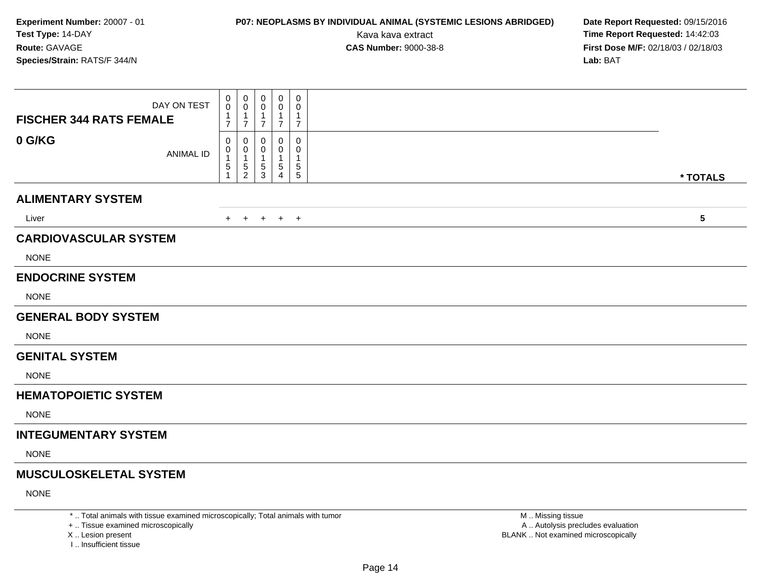**Experiment Number:** 20007 - 01
**Test Type:** 14-DAY
**Route:** GAVAGE
**Species/Strain:** RATS/F 344/N

**P07: NEOPLASMS BY INDIVIDUAL ANIMAL (SYSTEMIC LESIONS ABRIDGED)**
Kava kava extract
**CAS Number:** 9000-38-8

**Date Report Requested:** 09/15/2016
**Time Report Requested:** 14:42:03
**First Dose M/F:** 02/18/03 / 02/18/03
**Lab:** BAT

| **FISCHER 344 RATS FEMALE** DAY ON TEST | 0017 | 0017 | 0017 | 0017 | 0017 | |
|---|---|---|---|---|---|---|
| **0 G/KG** ANIMAL ID | 00151 | 00152 | 00153 | 00154 | 00155 | *** TOTALS** |
| **ALIMENTARY SYSTEM** | | | | | | |
| Liver | + | + | + | + | + | **5** |
| **CARDIOVASCULAR SYSTEM** | | | | | | |
| NONE | | | | | | |
| **ENDOCRINE SYSTEM** | | | | | | |
| NONE | | | | | | |
| **GENERAL BODY SYSTEM** | | | | | | |
| NONE | | | | | | |
| **GENITAL SYSTEM** | | | | | | |
| NONE | | | | | | |
| **HEMATOPOIETIC SYSTEM** | | | | | | |
| NONE | | | | | | |
| **INTEGUMENTARY SYSTEM** | | | | | | |
| NONE | | | | | | |
| **MUSCULOSKELETAL SYSTEM** | | | | | | |
| NONE | | | | | | |

* .. Total animals with tissue examined microscopically; Total animals with tumor
+ .. Tissue examined microscopically
X .. Lesion present
I .. Insufficient tissue

M .. Missing tissue
A .. Autolysis precludes evaluation
BLANK .. Not examined microscopically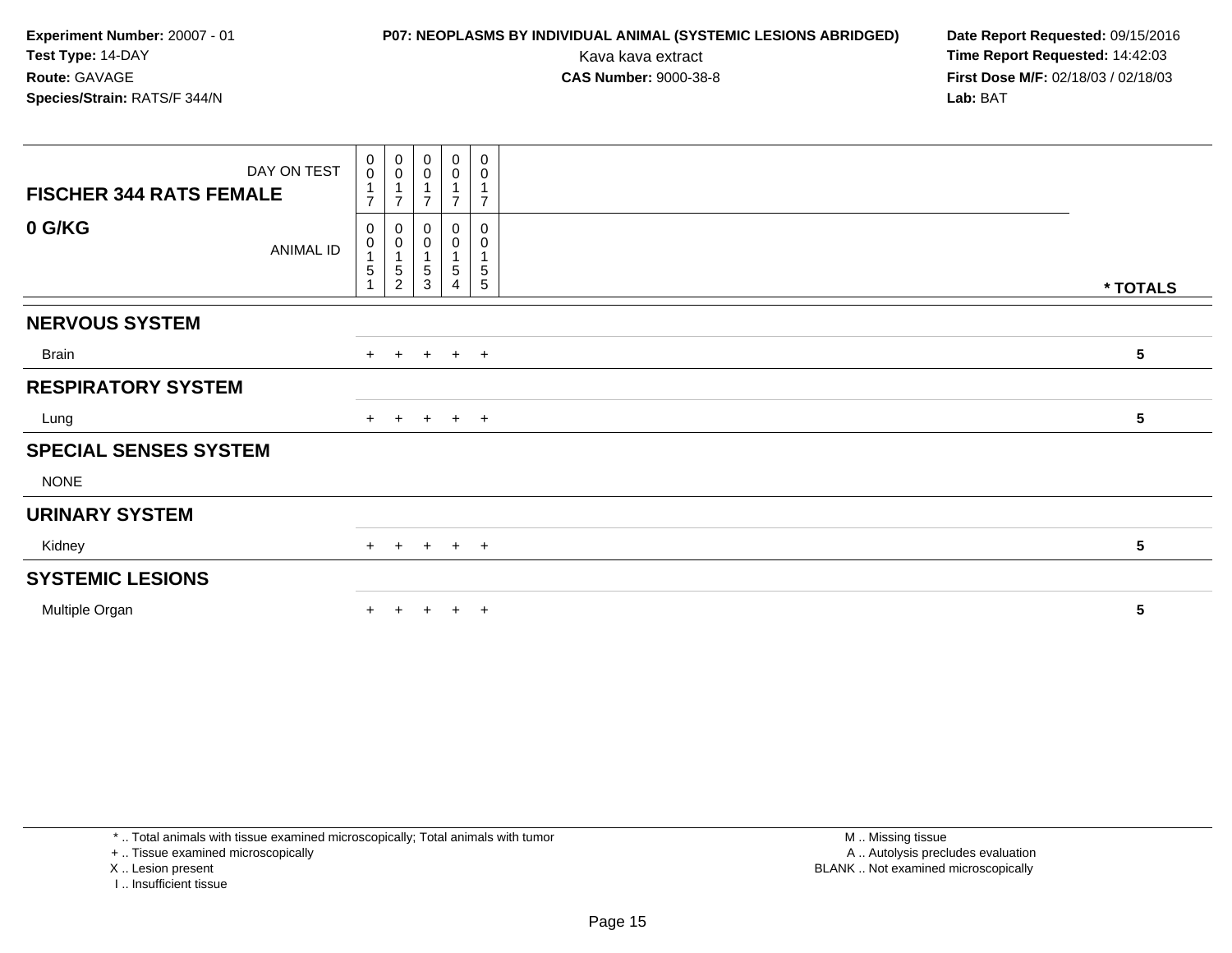**Experiment Number:** 20007 - 01
**Test Type:** 14-DAY
**Route:** GAVAGE
**Species/Strain:** RATS/F 344/N

**P07: NEOPLASMS BY INDIVIDUAL ANIMAL (SYSTEMIC LESIONS ABRIDGED)**
Kava kava extract
**CAS Number:** 9000-38-8

**Date Report Requested:** 09/15/2016
**Time Report Requested:** 14:42:03
**First Dose M/F:** 02/18/03 / 02/18/03
**Lab:** BAT

| FISCHER 344 RATS FEMALE — DAY ON TEST | 0017 | 0017 | 0017 | 0017 | 0017 | |
|---|---|---|---|---|---|---|
| **0 G/KG** — ANIMAL ID | 00151 | 00152 | 00153 | 00154 | 00155 | *** TOTALS** |
| **NERVOUS SYSTEM** | | | | | | |
| Brain | + | + | + | + | + | **5** |
| **RESPIRATORY SYSTEM** | | | | | | |
| Lung | + | + | + | + | + | **5** |
| **SPECIAL SENSES SYSTEM** | | | | | | |
| NONE | | | | | | |
| **URINARY SYSTEM** | | | | | | |
| Kidney | + | + | + | + | + | **5** |
| **SYSTEMIC LESIONS** | | | | | | |
| Multiple Organ | + | + | + | + | + | **5** |

* .. Total animals with tissue examined microscopically; Total animals with tumor
+ .. Tissue examined microscopically
X .. Lesion present
I .. Insufficient tissue

M .. Missing tissue
A .. Autolysis precludes evaluation
BLANK .. Not examined microscopically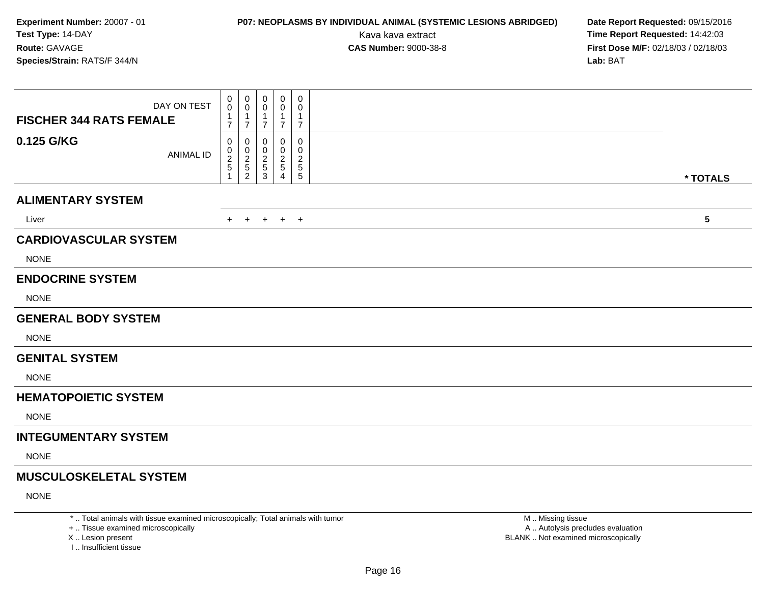**Experiment Number:** 20007 - 01
**Test Type:** 14-DAY
**Route:** GAVAGE
**Species/Strain:** RATS/F 344/N

**P07: NEOPLASMS BY INDIVIDUAL ANIMAL (SYSTEMIC LESIONS ABRIDGED)**
Kava kava extract
**CAS Number:** 9000-38-8

**Date Report Requested:** 09/15/2016
**Time Report Requested:** 14:42:03
**First Dose M/F:** 02/18/03 / 02/18/03
**Lab:** BAT

| FISCHER 344 RATS FEMALE 0.125 G/KG | | | | | | |
|---|---|---|---|---|---|---|
| DAY ON TEST | 0017 | 0017 | 0017 | 0017 | 0017 | |
| ANIMAL ID | 00251 | 00252 | 00253 | 00254 | 00255 | * TOTALS |
| **ALIMENTARY SYSTEM** | | | | | | |
| Liver | + | + | + | + | + | 5 |
| **CARDIOVASCULAR SYSTEM** | | | | | | |
| NONE | | | | | | |
| **ENDOCRINE SYSTEM** | | | | | | |
| NONE | | | | | | |
| **GENERAL BODY SYSTEM** | | | | | | |
| NONE | | | | | | |
| **GENITAL SYSTEM** | | | | | | |
| NONE | | | | | | |
| **HEMATOPOIETIC SYSTEM** | | | | | | |
| NONE | | | | | | |
| **INTEGUMENTARY SYSTEM** | | | | | | |
| NONE | | | | | | |
| **MUSCULOSKELETAL SYSTEM** | | | | | | |
| NONE | | | | | | |

* .. Total animals with tissue examined microscopically; Total animals with tumor
+ .. Tissue examined microscopically
X .. Lesion present
I .. Insufficient tissue

M .. Missing tissue
A .. Autolysis precludes evaluation
BLANK .. Not examined microscopically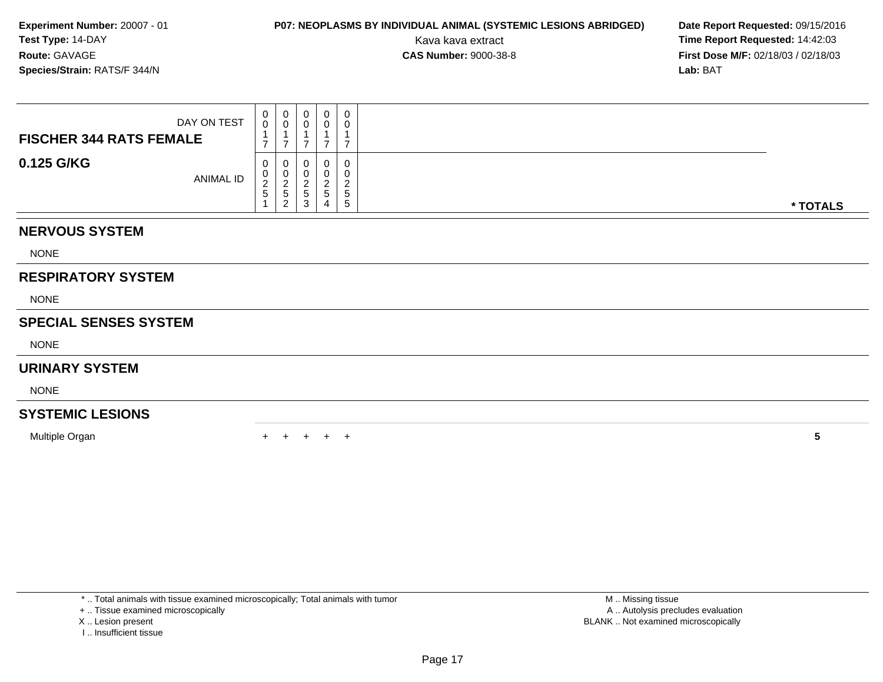**Experiment Number:** 20007 - 01
**Test Type:** 14-DAY
**Route:** GAVAGE
**Species/Strain:** RATS/F 344/N

**P07: NEOPLASMS BY INDIVIDUAL ANIMAL (SYSTEMIC LESIONS ABRIDGED)**
Kava kava extract
**CAS Number:** 9000-38-8

**Date Report Requested:** 09/15/2016
**Time Report Requested:** 14:42:03
**First Dose M/F:** 02/18/03 / 02/18/03
**Lab:** BAT

| **FISCHER 344 RATS FEMALE** DAY ON TEST | 0017 | 0017 | 0017 | 0017 | 0017 | |
|---|---|---|---|---|---|---|
| **0.125 G/KG** ANIMAL ID | 00251 | 00252 | 00253 | 00254 | 00255 | *** TOTALS** |
| **NERVOUS SYSTEM** | | | | | | |
| NONE | | | | | | |
| **RESPIRATORY SYSTEM** | | | | | | |
| NONE | | | | | | |
| **SPECIAL SENSES SYSTEM** | | | | | | |
| NONE | | | | | | |
| **URINARY SYSTEM** | | | | | | |
| NONE | | | | | | |
| **SYSTEMIC LESIONS** | | | | | | |
| Multiple Organ | + | + | + | + | + | **5** |

* .. Total animals with tissue examined microscopically; Total animals with tumor
+ .. Tissue examined microscopically
X .. Lesion present
I .. Insufficient tissue

M .. Missing tissue
A .. Autolysis precludes evaluation
BLANK .. Not examined microscopically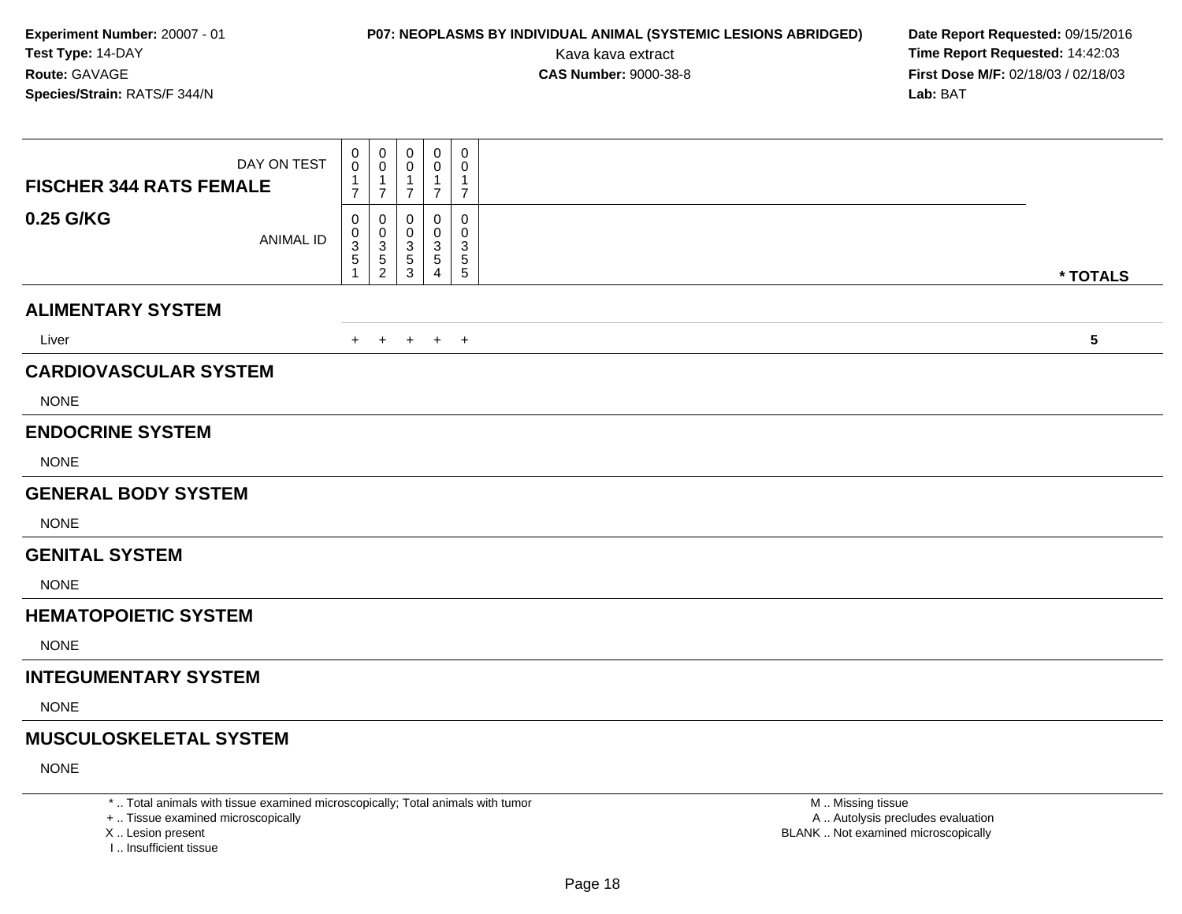**Experiment Number:** 20007 - 01
**Test Type:** 14-DAY
**Route:** GAVAGE
**Species/Strain:** RATS/F 344/N

**P07: NEOPLASMS BY INDIVIDUAL ANIMAL (SYSTEMIC LESIONS ABRIDGED)**
Kava kava extract
**CAS Number:** 9000-38-8

**Date Report Requested:** 09/15/2016
**Time Report Requested:** 14:42:03
**First Dose M/F:** 02/18/03 / 02/18/03
**Lab:** BAT

| FISCHER 344 RATS FEMALE 0.25 G/KG | | | | | | |
|---|---|---|---|---|---|---|
| DAY ON TEST | 0017 | 0017 | 0017 | 0017 | 0017 | |
| ANIMAL ID | 00351 | 00352 | 00353 | 00354 | 00355 | * TOTALS |
| **ALIMENTARY SYSTEM** | | | | | | |
| Liver | + | + | + | + | + | 5 |
| **CARDIOVASCULAR SYSTEM** | | | | | | |
| NONE | | | | | | |
| **ENDOCRINE SYSTEM** | | | | | | |
| NONE | | | | | | |
| **GENERAL BODY SYSTEM** | | | | | | |
| NONE | | | | | | |
| **GENITAL SYSTEM** | | | | | | |
| NONE | | | | | | |
| **HEMATOPOIETIC SYSTEM** | | | | | | |
| NONE | | | | | | |
| **INTEGUMENTARY SYSTEM** | | | | | | |
| NONE | | | | | | |
| **MUSCULOSKELETAL SYSTEM** | | | | | | |
| NONE | | | | | | |

* .. Total animals with tissue examined microscopically; Total animals with tumor
+ .. Tissue examined microscopically
X .. Lesion present
I .. Insufficient tissue

M .. Missing tissue
A .. Autolysis precludes evaluation
BLANK .. Not examined microscopically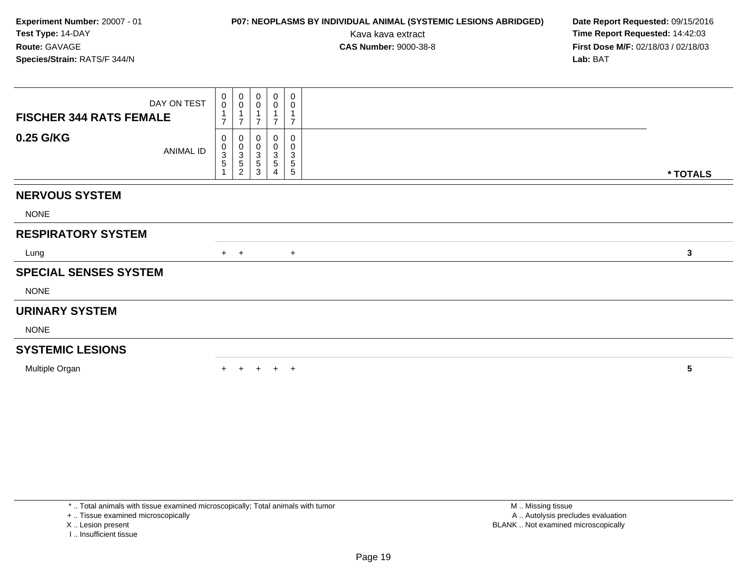**Experiment Number:** 20007 - 01
**Test Type:** 14-DAY
**Route:** GAVAGE
**Species/Strain:** RATS/F 344/N

**P07: NEOPLASMS BY INDIVIDUAL ANIMAL (SYSTEMIC LESIONS ABRIDGED)**
Kava kava extract
**CAS Number:** 9000-38-8

**Date Report Requested:** 09/15/2016
**Time Report Requested:** 14:42:03
**First Dose M/F:** 02/18/03 / 02/18/03
**Lab:** BAT

| FISCHER 344 RATS FEMALE — DAY ON TEST | 0017 | 0017 | 0017 | 0017 | 0017 | |
|---|---|---|---|---|---|---|
| **0.25 G/KG** — ANIMAL ID | 00351 | 00352 | 00353 | 00354 | 00355 | *** TOTALS** |
| **NERVOUS SYSTEM** | | | | | | |
| NONE | | | | | | |
| **RESPIRATORY SYSTEM** | | | | | | |
| Lung | + | + | | | + | **3** |
| **SPECIAL SENSES SYSTEM** | | | | | | |
| NONE | | | | | | |
| **URINARY SYSTEM** | | | | | | |
| NONE | | | | | | |
| **SYSTEMIC LESIONS** | | | | | | |
| Multiple Organ | + | + | + | + | + | **5** |

* .. Total animals with tissue examined microscopically; Total animals with tumor
+ .. Tissue examined microscopically
X .. Lesion present
I .. Insufficient tissue

M .. Missing tissue
A .. Autolysis precludes evaluation
BLANK .. Not examined microscopically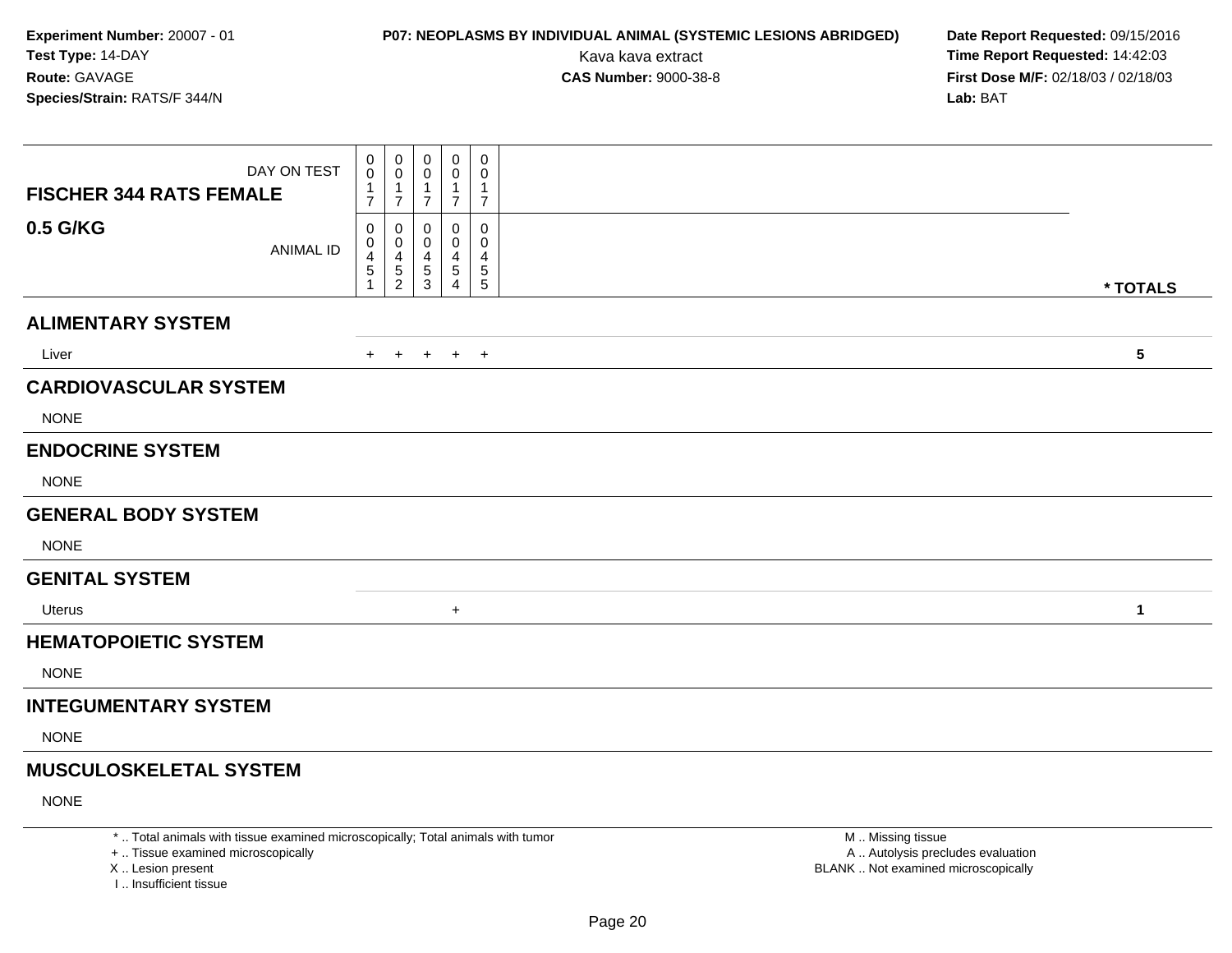**Experiment Number:** 20007 - 01
**Test Type:** 14-DAY
**Route:** GAVAGE
**Species/Strain:** RATS/F 344/N

**P07: NEOPLASMS BY INDIVIDUAL ANIMAL (SYSTEMIC LESIONS ABRIDGED)**
Kava kava extract
**CAS Number:** 9000-38-8

**Date Report Requested:** 09/15/2016
**Time Report Requested:** 14:42:03
**First Dose M/F:** 02/18/03 / 02/18/03
**Lab:** BAT

| FISCHER 344 RATS FEMALE 0.5 G/KG | | | | | | |
|---|---|---|---|---|---|---|
| DAY ON TEST | 0017 | 0017 | 0017 | 0017 | 0017 | |
| ANIMAL ID | 00451 | 00452 | 00453 | 00454 | 00455 | * TOTALS |
| **ALIMENTARY SYSTEM** | | | | | | |
| Liver | + | + | + | + | + | 5 |
| **CARDIOVASCULAR SYSTEM** | | | | | | |
| NONE | | | | | | |
| **ENDOCRINE SYSTEM** | | | | | | |
| NONE | | | | | | |
| **GENERAL BODY SYSTEM** | | | | | | |
| NONE | | | | | | |
| **GENITAL SYSTEM** | | | | | | |
| Uterus | | | | + | | 1 |
| **HEMATOPOIETIC SYSTEM** | | | | | | |
| NONE | | | | | | |
| **INTEGUMENTARY SYSTEM** | | | | | | |
| NONE | | | | | | |
| **MUSCULOSKELETAL SYSTEM** | | | | | | |
| NONE | | | | | | |

* .. Total animals with tissue examined microscopically; Total animals with tumor
+ .. Tissue examined microscopically
X .. Lesion present
I .. Insufficient tissue

M .. Missing tissue
A .. Autolysis precludes evaluation
BLANK .. Not examined microscopically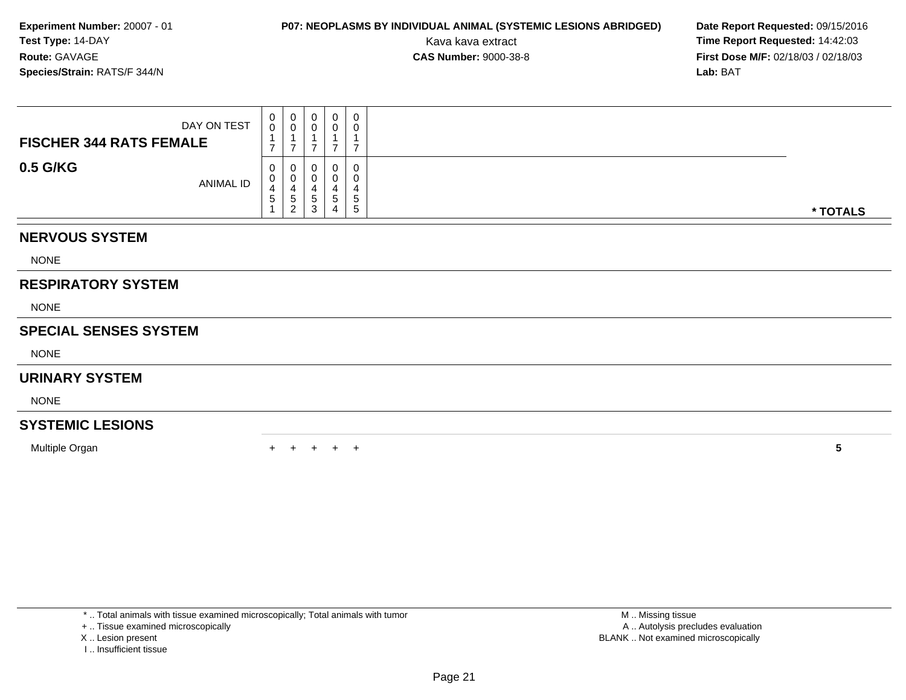**Experiment Number:** 20007 - 01
**Test Type:** 14-DAY
**Route:** GAVAGE
**Species/Strain:** RATS/F 344/N

**P07: NEOPLASMS BY INDIVIDUAL ANIMAL (SYSTEMIC LESIONS ABRIDGED)**
Kava kava extract
**CAS Number:** 9000-38-8

**Date Report Requested:** 09/15/2016
**Time Report Requested:** 14:42:03
**First Dose M/F:** 02/18/03 / 02/18/03
**Lab:** BAT

| FISCHER 344 RATS FEMALE 0.5 G/KG | | | | | | |
|---|---|---|---|---|---|---|
| DAY ON TEST | 0017 | 0017 | 0017 | 0017 | 0017 | |
| ANIMAL ID | 00451 | 00452 | 00453 | 00454 | 00455 | * TOTALS |
| **NERVOUS SYSTEM** | | | | | | |
| NONE | | | | | | |
| **RESPIRATORY SYSTEM** | | | | | | |
| NONE | | | | | | |
| **SPECIAL SENSES SYSTEM** | | | | | | |
| NONE | | | | | | |
| **URINARY SYSTEM** | | | | | | |
| NONE | | | | | | |
| **SYSTEMIC LESIONS** | | | | | | |
| Multiple Organ | + | + | + | + | + | 5 |

* .. Total animals with tissue examined microscopically; Total animals with tumor
+ .. Tissue examined microscopically
X .. Lesion present
I .. Insufficient tissue

M .. Missing tissue
A .. Autolysis precludes evaluation
BLANK .. Not examined microscopically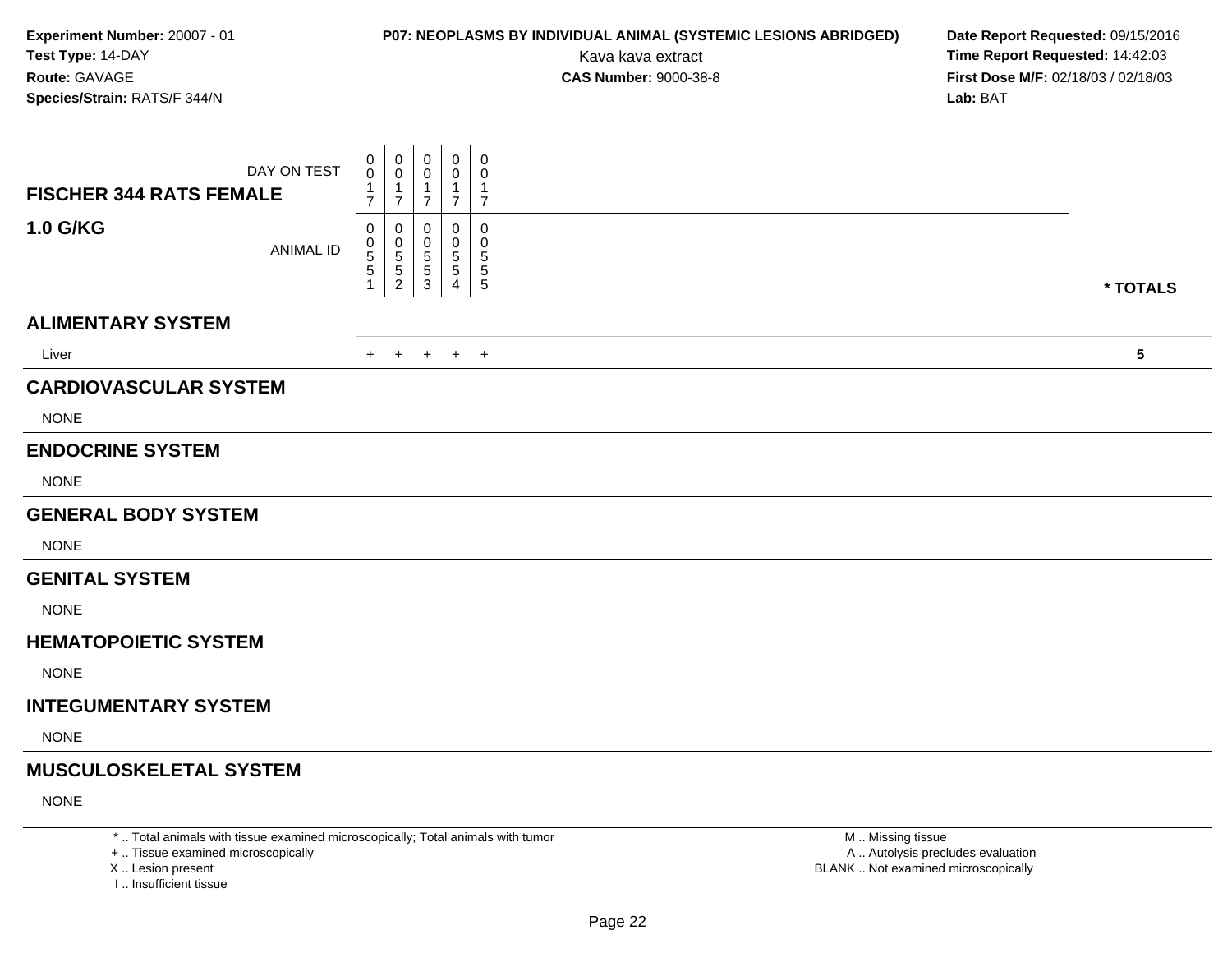**Experiment Number:** 20007 - 01
**Test Type:** 14-DAY
**Route:** GAVAGE
**Species/Strain:** RATS/F 344/N

**P07: NEOPLASMS BY INDIVIDUAL ANIMAL (SYSTEMIC LESIONS ABRIDGED)**
Kava kava extract
**CAS Number:** 9000-38-8

**Date Report Requested:** 09/15/2016
**Time Report Requested:** 14:42:03
**First Dose M/F:** 02/18/03 / 02/18/03
**Lab:** BAT

| **FISCHER 344 RATS FEMALE** DAY ON TEST | 0017 | 0017 | 0017 | 0017 | 0017 | |
|---|---|---|---|---|---|---|
| **1.0 G/KG** ANIMAL ID | 00551 | 00552 | 00553 | 00554 | 00555 | *** TOTALS** |
| **ALIMENTARY SYSTEM** | | | | | | |
| Liver | + | + | + | + | + | **5** |
| **CARDIOVASCULAR SYSTEM** | | | | | | |
| NONE | | | | | | |
| **ENDOCRINE SYSTEM** | | | | | | |
| NONE | | | | | | |
| **GENERAL BODY SYSTEM** | | | | | | |
| NONE | | | | | | |
| **GENITAL SYSTEM** | | | | | | |
| NONE | | | | | | |
| **HEMATOPOIETIC SYSTEM** | | | | | | |
| NONE | | | | | | |
| **INTEGUMENTARY SYSTEM** | | | | | | |
| NONE | | | | | | |
| **MUSCULOSKELETAL SYSTEM** | | | | | | |
| NONE | | | | | | |

* .. Total animals with tissue examined microscopically; Total animals with tumor
+ .. Tissue examined microscopically
X .. Lesion present
I .. Insufficient tissue

M .. Missing tissue
A .. Autolysis precludes evaluation
BLANK .. Not examined microscopically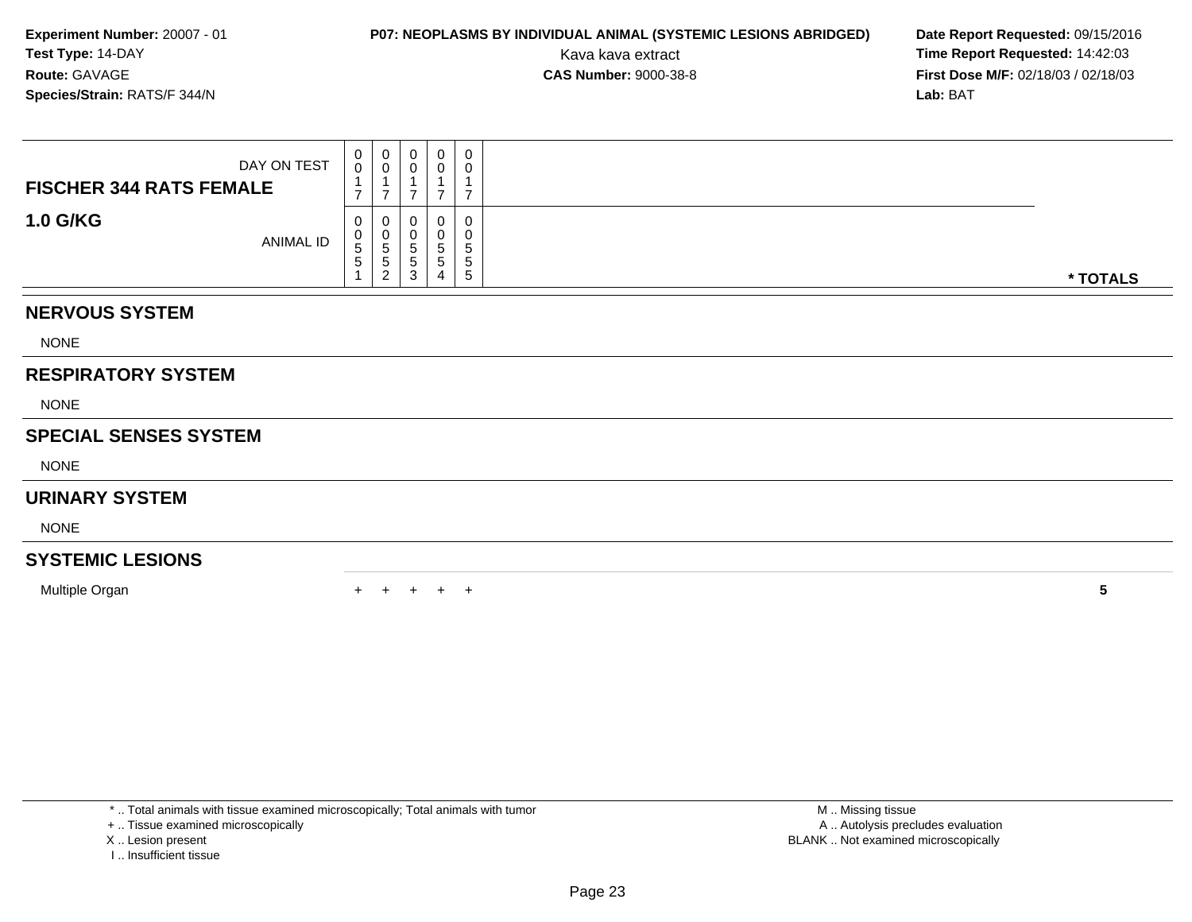**Experiment Number:** 20007 - 01
**Test Type:** 14-DAY
**Route:** GAVAGE
**Species/Strain:** RATS/F 344/N

**P07: NEOPLASMS BY INDIVIDUAL ANIMAL (SYSTEMIC LESIONS ABRIDGED)**
Kava kava extract
**CAS Number:** 9000-38-8

**Date Report Requested:** 09/15/2016
**Time Report Requested:** 14:42:03
**First Dose M/F:** 02/18/03 / 02/18/03
**Lab:** BAT

| **FISCHER 344 RATS FEMALE** DAY ON TEST | 0017 | 0017 | 0017 | 0017 | 0017 | |
|---|---|---|---|---|---|---|
| **1.0 G/KG** ANIMAL ID | 00551 | 00552 | 00553 | 00554 | 00555 | *** TOTALS** |
| **NERVOUS SYSTEM** | | | | | | |
| NONE | | | | | | |
| **RESPIRATORY SYSTEM** | | | | | | |
| NONE | | | | | | |
| **SPECIAL SENSES SYSTEM** | | | | | | |
| NONE | | | | | | |
| **URINARY SYSTEM** | | | | | | |
| NONE | | | | | | |
| **SYSTEMIC LESIONS** | | | | | | |
| Multiple Organ | + | + | + | + | + | **5** |

* .. Total animals with tissue examined microscopically; Total animals with tumor
+ .. Tissue examined microscopically
X .. Lesion present
I .. Insufficient tissue

M .. Missing tissue
A .. Autolysis precludes evaluation
BLANK .. Not examined microscopically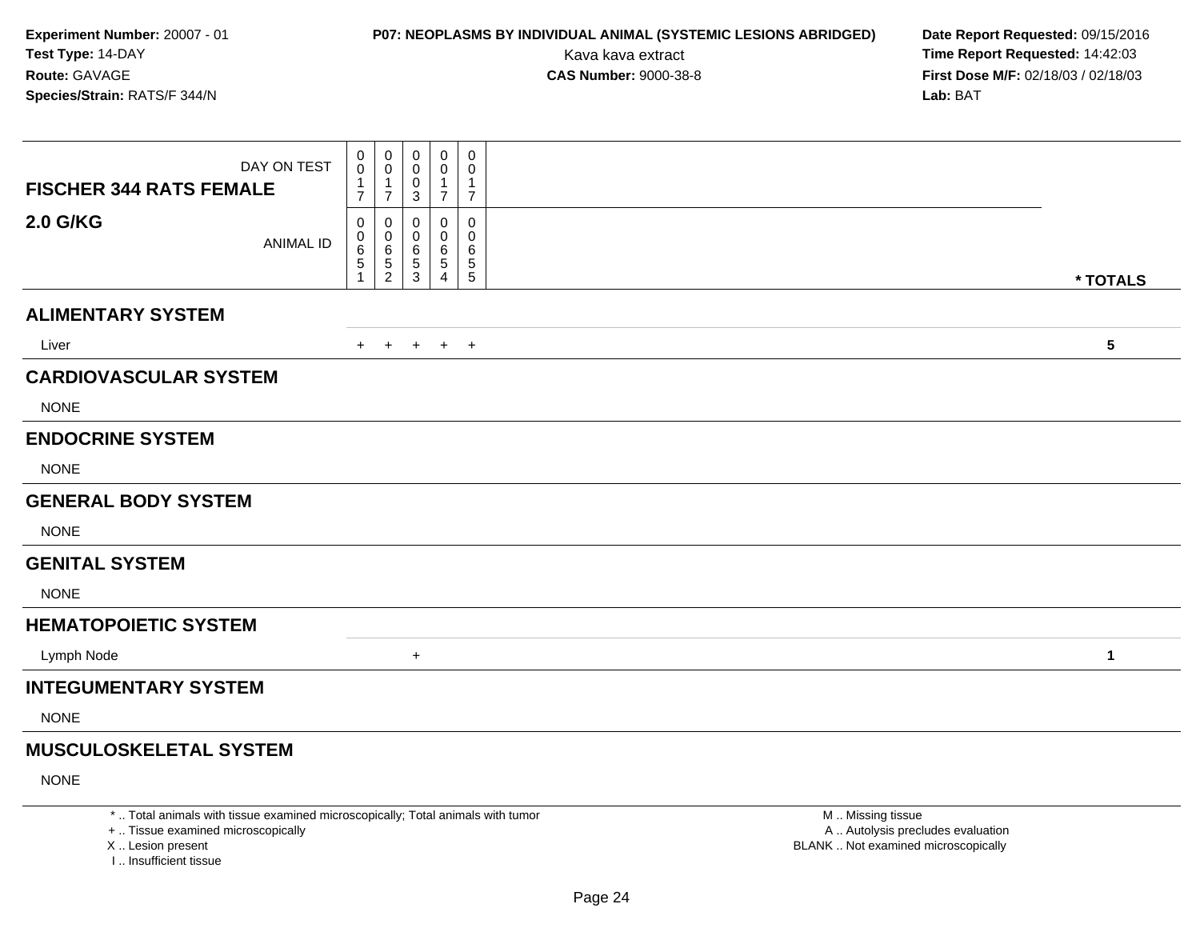**Experiment Number:** 20007 - 01
**Test Type:** 14-DAY
**Route:** GAVAGE
**Species/Strain:** RATS/F 344/N

**P07: NEOPLASMS BY INDIVIDUAL ANIMAL (SYSTEMIC LESIONS ABRIDGED)**
Kava kava extract
**CAS Number:** 9000-38-8

**Date Report Requested:** 09/15/2016
**Time Report Requested:** 14:42:03
**First Dose M/F:** 02/18/03 / 02/18/03
**Lab:** BAT

| **FISCHER 344 RATS FEMALE** DAY ON TEST | 0017 | 0017 | 0003 | 0017 | 0017 | |
|---|---|---|---|---|---|---|
| **2.0 G/KG** ANIMAL ID | 00651 | 00652 | 00653 | 00654 | 00655 | *** TOTALS** |
| **ALIMENTARY SYSTEM** | | | | | | |
| Liver | + | + | + | + | + | **5** |
| **CARDIOVASCULAR SYSTEM** | | | | | | |
| NONE | | | | | | |
| **ENDOCRINE SYSTEM** | | | | | | |
| NONE | | | | | | |
| **GENERAL BODY SYSTEM** | | | | | | |
| NONE | | | | | | |
| **GENITAL SYSTEM** | | | | | | |
| NONE | | | | | | |
| **HEMATOPOIETIC SYSTEM** | | | | | | |
| Lymph Node | | | + | | | **1** |
| **INTEGUMENTARY SYSTEM** | | | | | | |
| NONE | | | | | | |
| **MUSCULOSKELETAL SYSTEM** | | | | | | |
| NONE | | | | | | |

* .. Total animals with tissue examined microscopically; Total animals with tumor
+ .. Tissue examined microscopically
X .. Lesion present
I .. Insufficient tissue

M .. Missing tissue
A .. Autolysis precludes evaluation
BLANK .. Not examined microscopically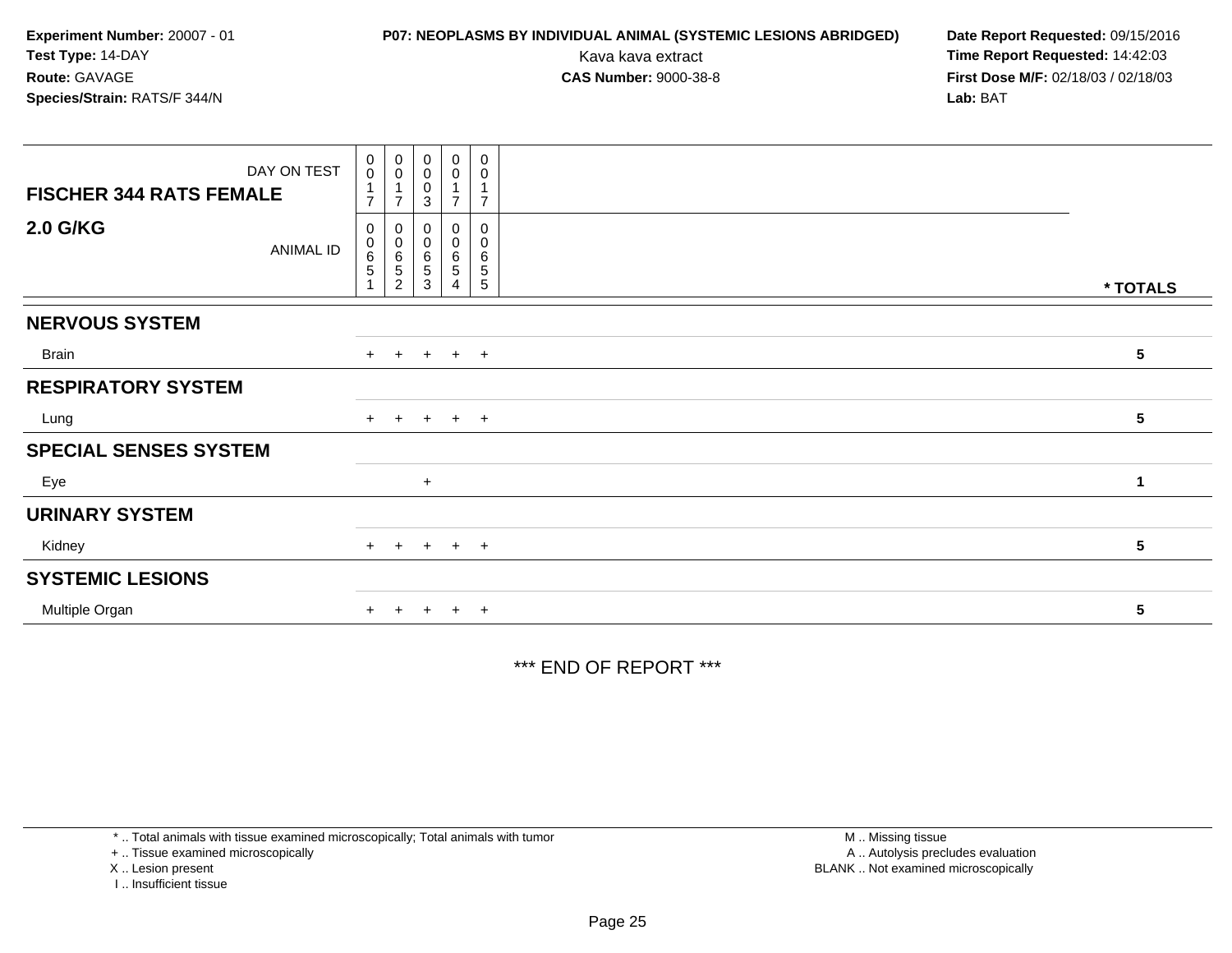**Experiment Number:** 20007 - 01
**Test Type:** 14-DAY
**Route:** GAVAGE
**Species/Strain:** RATS/F 344/N

**P07: NEOPLASMS BY INDIVIDUAL ANIMAL (SYSTEMIC LESIONS ABRIDGED)**
Kava kava extract
**CAS Number:** 9000-38-8

**Date Report Requested:** 09/15/2016
**Time Report Requested:** 14:42:03
**First Dose M/F:** 02/18/03 / 02/18/03
**Lab:** BAT

| FISCHER 344 RATS FEMALE / 2.0 G/KG | | | | | | |
|---|---|---|---|---|---|---|
| DAY ON TEST | 0017 | 0017 | 0003 | 0017 | 0017 | |
| ANIMAL ID | 00651 | 00652 | 00653 | 00654 | 00655 | * TOTALS |
| **NERVOUS SYSTEM** | | | | | | |
| Brain | + | + | + | + | + | 5 |
| **RESPIRATORY SYSTEM** | | | | | | |
| Lung | + | + | + | + | + | 5 |
| **SPECIAL SENSES SYSTEM** | | | | | | |
| Eye | | | + | | | 1 |
| **URINARY SYSTEM** | | | | | | |
| Kidney | + | + | + | + | + | 5 |
| **SYSTEMIC LESIONS** | | | | | | |
| Multiple Organ | + | + | + | + | + | 5 |

*** END OF REPORT ***

* .. Total animals with tissue examined microscopically; Total animals with tumor
+ .. Tissue examined microscopically
X .. Lesion present
I .. Insufficient tissue

M .. Missing tissue
A .. Autolysis precludes evaluation
BLANK .. Not examined microscopically